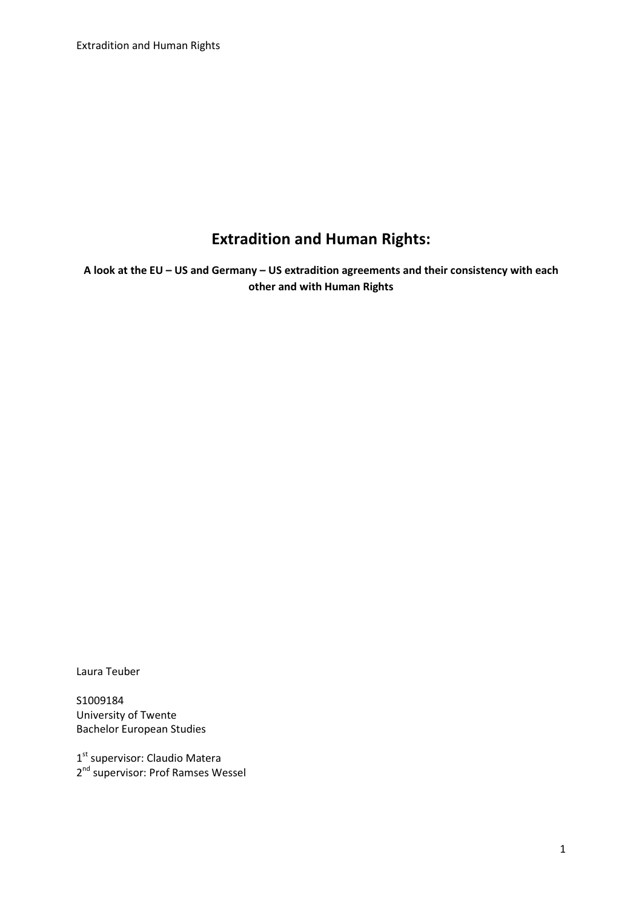# Extradition and Human Rights:

**A look at the EU – US and Germany – US extradition agreements and their consistency with each other and with Human Rights**

Laura Teuber

S1009184
University of Twente
Bachelor European Studies

1st supervisor: Claudio Matera
2nd supervisor: Prof Ramses Wessel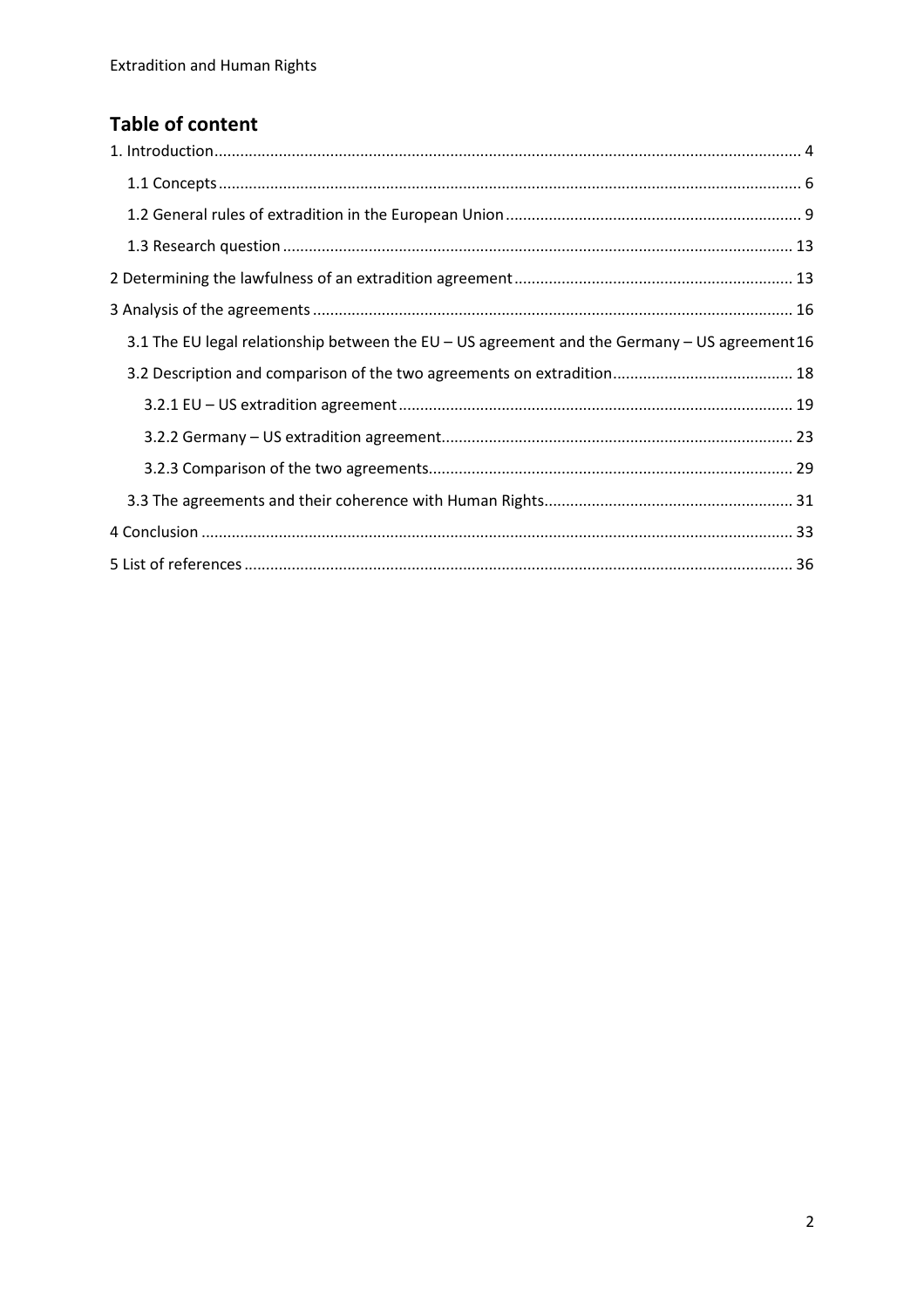## Table of content

1. Introduction ........ 4
   - 1.1 Concepts ........ 6
   - 1.2 General rules of extradition in the European Union ........ 9
   - 1.3 Research question ........ 13

2 Determining the lawfulness of an extradition agreement ........ 13

3 Analysis of the agreements ........ 16
   - 3.1 The EU legal relationship between the EU – US agreement and the Germany – US agreement ........ 16
   - 3.2 Description and comparison of the two agreements on extradition ........ 18
     - 3.2.1 EU – US extradition agreement ........ 19
     - 3.2.2 Germany – US extradition agreement ........ 23
     - 3.2.3 Comparison of the two agreements ........ 29
   - 3.3 The agreements and their coherence with Human Rights ........ 31

4 Conclusion ........ 33

5 List of references ........ 36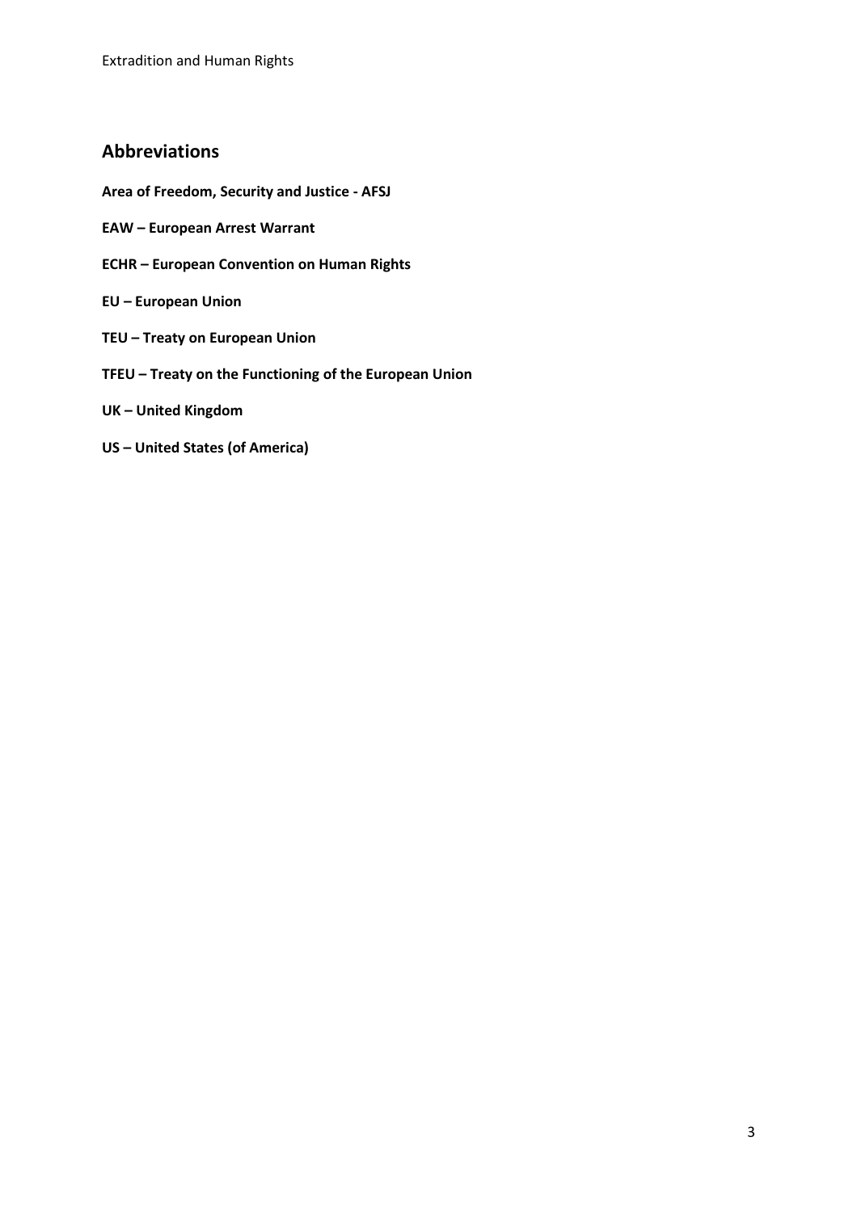## Abbreviations

**Area of Freedom, Security and Justice - AFSJ**

**EAW – European Arrest Warrant**

**ECHR – European Convention on Human Rights**

**EU – European Union**

**TEU – Treaty on European Union**

**TFEU – Treaty on the Functioning of the European Union**

**UK – United Kingdom**

**US – United States (of America)**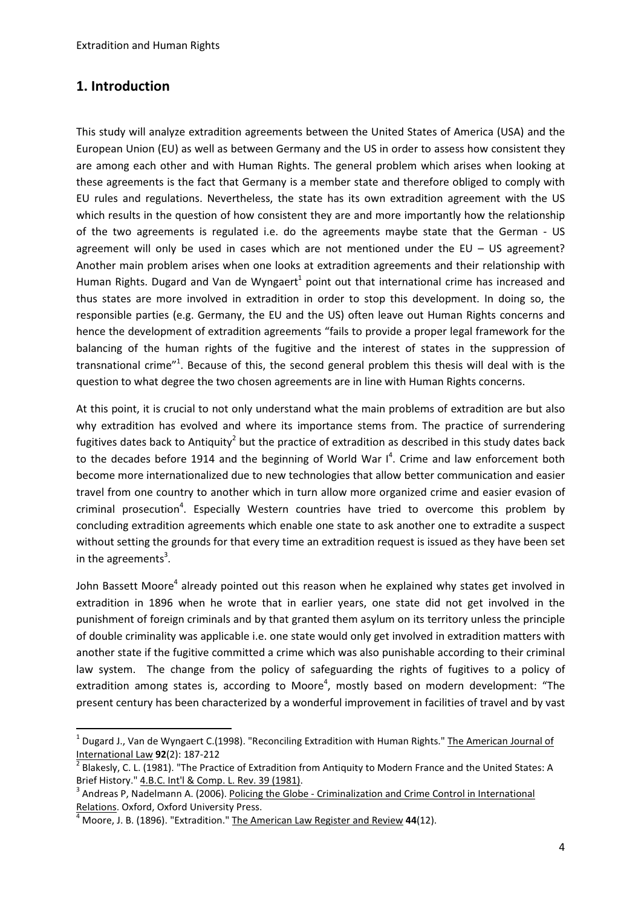## 1. Introduction

This study will analyze extradition agreements between the United States of America (USA) and the European Union (EU) as well as between Germany and the US in order to assess how consistent they are among each other and with Human Rights. The general problem which arises when looking at these agreements is the fact that Germany is a member state and therefore obliged to comply with EU rules and regulations. Nevertheless, the state has its own extradition agreement with the US which results in the question of how consistent they are and more importantly how the relationship of the two agreements is regulated i.e. do the agreements maybe state that the German - US agreement will only be used in cases which are not mentioned under the EU – US agreement? Another main problem arises when one looks at extradition agreements and their relationship with Human Rights. Dugard and Van de Wyngaert[1] point out that international crime has increased and thus states are more involved in extradition in order to stop this development. In doing so, the responsible parties (e.g. Germany, the EU and the US) often leave out Human Rights concerns and hence the development of extradition agreements "fails to provide a proper legal framework for the balancing of the human rights of the fugitive and the interest of states in the suppression of transnational crime"[1]. Because of this, the second general problem this thesis will deal with is the question to what degree the two chosen agreements are in line with Human Rights concerns.

At this point, it is crucial to not only understand what the main problems of extradition are but also why extradition has evolved and where its importance stems from. The practice of surrendering fugitives dates back to Antiquity[2] but the practice of extradition as described in this study dates back to the decades before 1914 and the beginning of World War I[4]. Crime and law enforcement both become more internationalized due to new technologies that allow better communication and easier travel from one country to another which in turn allow more organized crime and easier evasion of criminal prosecution[4]. Especially Western countries have tried to overcome this problem by concluding extradition agreements which enable one state to ask another one to extradite a suspect without setting the grounds for that every time an extradition request is issued as they have been set in the agreements[3].

John Bassett Moore[4] already pointed out this reason when he explained why states get involved in extradition in 1896 when he wrote that in earlier years, one state did not get involved in the punishment of foreign criminals and by that granted them asylum on its territory unless the principle of double criminality was applicable i.e. one state would only get involved in extradition matters with another state if the fugitive committed a crime which was also punishable according to their criminal law system. The change from the policy of safeguarding the rights of fugitives to a policy of extradition among states is, according to Moore[4], mostly based on modern development: "The present century has been characterized by a wonderful improvement in facilities of travel and by vast

---

[1] Dugard J., Van de Wyngaert C.(1998). "Reconciling Extradition with Human Rights." The American Journal of International Law **92**(2): 187-212

[2] Blakesly, C. L. (1981). "The Practice of Extradition from Antiquity to Modern France and the United States: A Brief History." 4.B.C. Int'l & Comp. L. Rev. 39 (1981).

[3] Andreas P, Nadelmann A. (2006). Policing the Globe - Criminalization and Crime Control in International Relations. Oxford, Oxford University Press.

[4] Moore, J. B. (1896). "Extradition." The American Law Register and Review **44**(12).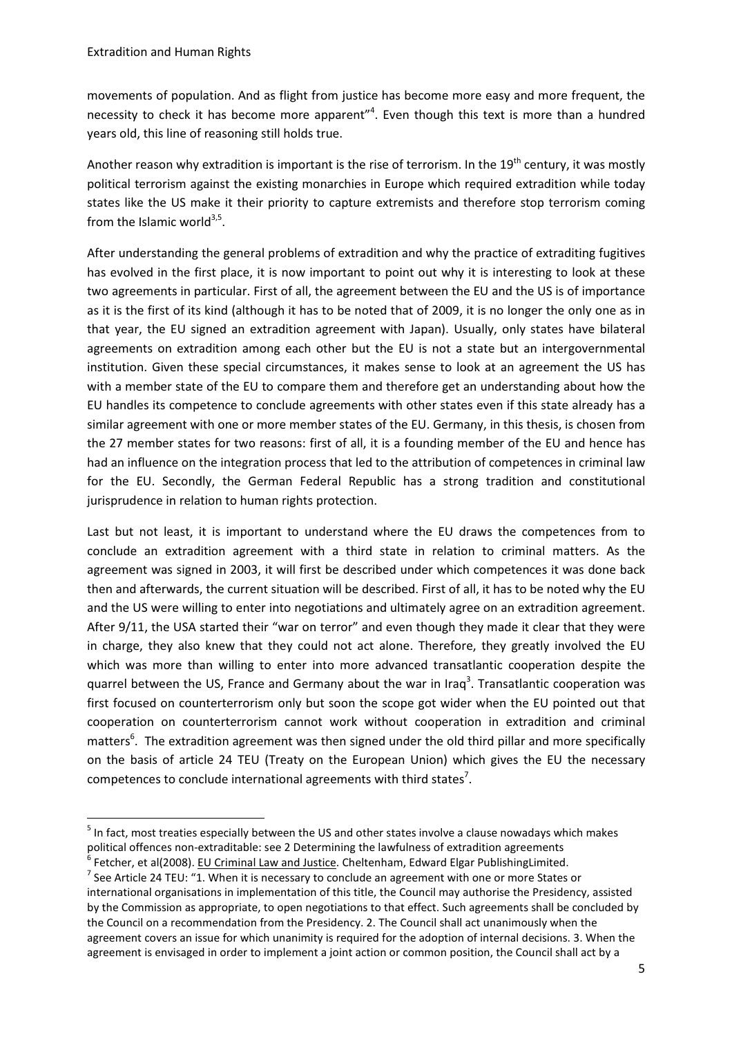movements of population. And as flight from justice has become more easy and more frequent, the necessity to check it has become more apparent"[4]. Even though this text is more than a hundred years old, this line of reasoning still holds true.

Another reason why extradition is important is the rise of terrorism. In the 19th century, it was mostly political terrorism against the existing monarchies in Europe which required extradition while today states like the US make it their priority to capture extremists and therefore stop terrorism coming from the Islamic world[3,5].

After understanding the general problems of extradition and why the practice of extraditing fugitives has evolved in the first place, it is now important to point out why it is interesting to look at these two agreements in particular. First of all, the agreement between the EU and the US is of importance as it is the first of its kind (although it has to be noted that of 2009, it is no longer the only one as in that year, the EU signed an extradition agreement with Japan). Usually, only states have bilateral agreements on extradition among each other but the EU is not a state but an intergovernmental institution. Given these special circumstances, it makes sense to look at an agreement the US has with a member state of the EU to compare them and therefore get an understanding about how the EU handles its competence to conclude agreements with other states even if this state already has a similar agreement with one or more member states of the EU. Germany, in this thesis, is chosen from the 27 member states for two reasons: first of all, it is a founding member of the EU and hence has had an influence on the integration process that led to the attribution of competences in criminal law for the EU. Secondly, the German Federal Republic has a strong tradition and constitutional jurisprudence in relation to human rights protection.

Last but not least, it is important to understand where the EU draws the competences from to conclude an extradition agreement with a third state in relation to criminal matters. As the agreement was signed in 2003, it will first be described under which competences it was done back then and afterwards, the current situation will be described. First of all, it has to be noted why the EU and the US were willing to enter into negotiations and ultimately agree on an extradition agreement. After 9/11, the USA started their "war on terror" and even though they made it clear that they were in charge, they also knew that they could not act alone. Therefore, they greatly involved the EU which was more than willing to enter into more advanced transatlantic cooperation despite the quarrel between the US, France and Germany about the war in Iraq[3]. Transatlantic cooperation was first focused on counterterrorism only but soon the scope got wider when the EU pointed out that cooperation on counterterrorism cannot work without cooperation in extradition and criminal matters[6]. The extradition agreement was then signed under the old third pillar and more specifically on the basis of article 24 TEU (Treaty on the European Union) which gives the EU the necessary competences to conclude international agreements with third states[7].

---

[5] In fact, most treaties especially between the US and other states involve a clause nowadays which makes political offences non-extraditable: see 2 Determining the lawfulness of extradition agreements

[6] Fetcher, et al(2008). EU Criminal Law and Justice. Cheltenham, Edward Elgar PublishingLimited.

[7] See Article 24 TEU: "1. When it is necessary to conclude an agreement with one or more States or international organisations in implementation of this title, the Council may authorise the Presidency, assisted by the Commission as appropriate, to open negotiations to that effect. Such agreements shall be concluded by the Council on a recommendation from the Presidency. 2. The Council shall act unanimously when the agreement covers an issue for which unanimity is required for the adoption of internal decisions. 3. When the agreement is envisaged in order to implement a joint action or common position, the Council shall act by a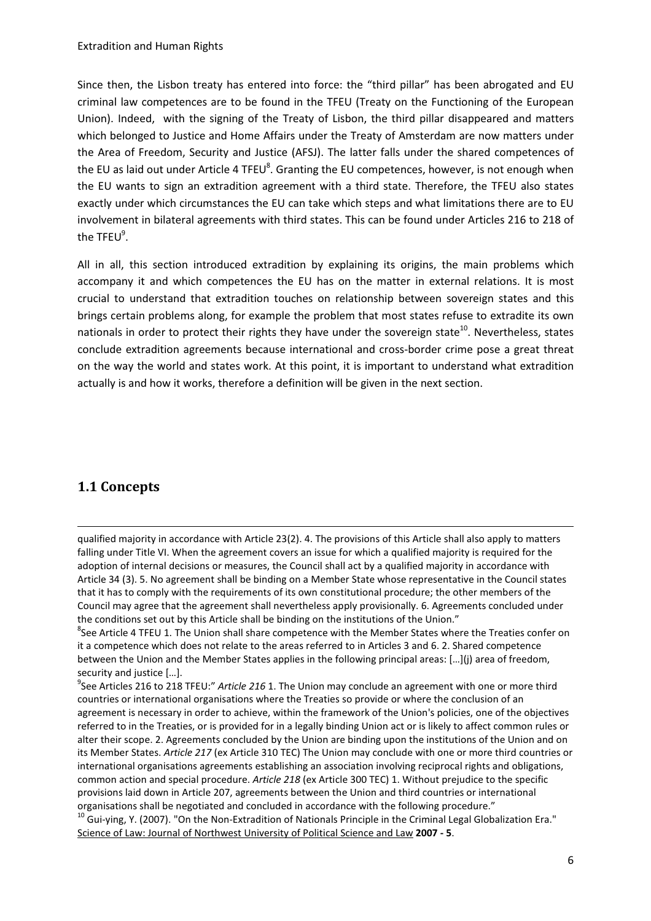Since then, the Lisbon treaty has entered into force: the "third pillar" has been abrogated and EU criminal law competences are to be found in the TFEU (Treaty on the Functioning of the European Union). Indeed, with the signing of the Treaty of Lisbon, the third pillar disappeared and matters which belonged to Justice and Home Affairs under the Treaty of Amsterdam are now matters under the Area of Freedom, Security and Justice (AFSJ). The latter falls under the shared competences of the EU as laid out under Article 4 TFEU[8]. Granting the EU competences, however, is not enough when the EU wants to sign an extradition agreement with a third state. Therefore, the TFEU also states exactly under which circumstances the EU can take which steps and what limitations there are to EU involvement in bilateral agreements with third states. This can be found under Articles 216 to 218 of the TFEU[9].

All in all, this section introduced extradition by explaining its origins, the main problems which accompany it and which competences the EU has on the matter in external relations. It is most crucial to understand that extradition touches on relationship between sovereign states and this brings certain problems along, for example the problem that most states refuse to extradite its own nationals in order to protect their rights they have under the sovereign state[10]. Nevertheless, states conclude extradition agreements because international and cross-border crime pose a great threat on the way the world and states work. At this point, it is important to understand what extradition actually is and how it works, therefore a definition will be given in the next section.

## 1.1 Concepts

---

qualified majority in accordance with Article 23(2). 4. The provisions of this Article shall also apply to matters falling under Title VI. When the agreement covers an issue for which a qualified majority is required for the adoption of internal decisions or measures, the Council shall act by a qualified majority in accordance with Article 34 (3). 5. No agreement shall be binding on a Member State whose representative in the Council states that it has to comply with the requirements of its own constitutional procedure; the other members of the Council may agree that the agreement shall nevertheless apply provisionally. 6. Agreements concluded under the conditions set out by this Article shall be binding on the institutions of the Union."

[8]See Article 4 TFEU 1. The Union shall share competence with the Member States where the Treaties confer on it a competence which does not relate to the areas referred to in Articles 3 and 6. 2. Shared competence between the Union and the Member States applies in the following principal areas: […](j) area of freedom, security and justice […].

[9]See Articles 216 to 218 TFEU:" *Article 216* 1. The Union may conclude an agreement with one or more third countries or international organisations where the Treaties so provide or where the conclusion of an agreement is necessary in order to achieve, within the framework of the Union's policies, one of the objectives referred to in the Treaties, or is provided for in a legally binding Union act or is likely to affect common rules or alter their scope. 2. Agreements concluded by the Union are binding upon the institutions of the Union and on its Member States. *Article 217* (ex Article 310 TEC) The Union may conclude with one or more third countries or international organisations agreements establishing an association involving reciprocal rights and obligations, common action and special procedure. *Article 218* (ex Article 300 TEC) 1. Without prejudice to the specific provisions laid down in Article 207, agreements between the Union and third countries or international organisations shall be negotiated and concluded in accordance with the following procedure."

[10] Gui-ying, Y. (2007). "On the Non-Extradition of Nationals Principle in the Criminal Legal Globalization Era." Science of Law: Journal of Northwest University of Political Science and Law **2007 - 5**.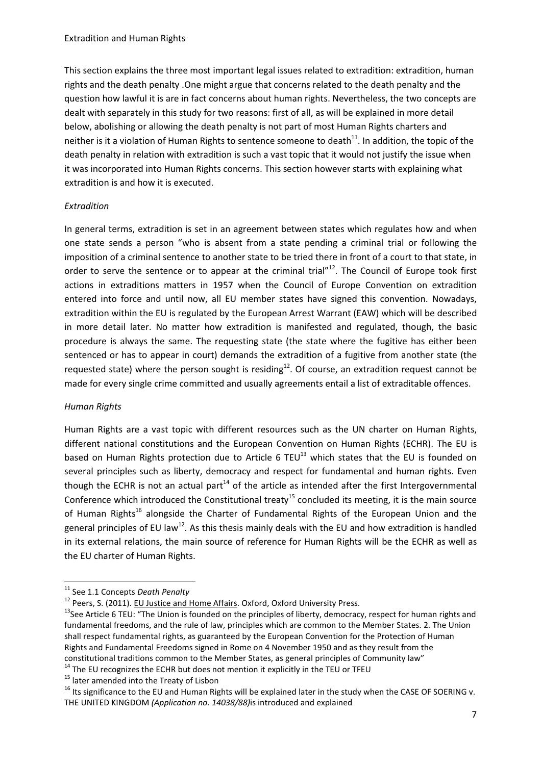## Extradition and Human Rights

This section explains the three most important legal issues related to extradition: extradition, human rights and the death penalty .One might argue that concerns related to the death penalty and the question how lawful it is are in fact concerns about human rights. Nevertheless, the two concepts are dealt with separately in this study for two reasons: first of all, as will be explained in more detail below, abolishing or allowing the death penalty is not part of most Human Rights charters and neither is it a violation of Human Rights to sentence someone to death[11]. In addition, the topic of the death penalty in relation with extradition is such a vast topic that it would not justify the issue when it was incorporated into Human Rights concerns. This section however starts with explaining what extradition is and how it is executed.

### *Extradition*

In general terms, extradition is set in an agreement between states which regulates how and when one state sends a person "who is absent from a state pending a criminal trial or following the imposition of a criminal sentence to another state to be tried there in front of a court to that state, in order to serve the sentence or to appear at the criminal trial"[12]. The Council of Europe took first actions in extraditions matters in 1957 when the Council of Europe Convention on extradition entered into force and until now, all EU member states have signed this convention. Nowadays, extradition within the EU is regulated by the European Arrest Warrant (EAW) which will be described in more detail later. No matter how extradition is manifested and regulated, though, the basic procedure is always the same. The requesting state (the state where the fugitive has either been sentenced or has to appear in court) demands the extradition of a fugitive from another state (the requested state) where the person sought is residing[12]. Of course, an extradition request cannot be made for every single crime committed and usually agreements entail a list of extraditable offences.

### *Human Rights*

Human Rights are a vast topic with different resources such as the UN charter on Human Rights, different national constitutions and the European Convention on Human Rights (ECHR). The EU is based on Human Rights protection due to Article 6 TEU[13] which states that the EU is founded on several principles such as liberty, democracy and respect for fundamental and human rights. Even though the ECHR is not an actual part[14] of the article as intended after the first Intergovernmental Conference which introduced the Constitutional treaty[15] concluded its meeting, it is the main source of Human Rights[16] alongside the Charter of Fundamental Rights of the European Union and the general principles of EU law[12]. As this thesis mainly deals with the EU and how extradition is handled in its external relations, the main source of reference for Human Rights will be the ECHR as well as the EU charter of Human Rights.

---

[11] See 1.1 Concepts *Death Penalty*

[12] Peers, S. (2011). EU Justice and Home Affairs. Oxford, Oxford University Press.

[13] See Article 6 TEU: "The Union is founded on the principles of liberty, democracy, respect for human rights and fundamental freedoms, and the rule of law, principles which are common to the Member States. 2. The Union shall respect fundamental rights, as guaranteed by the European Convention for the Protection of Human Rights and Fundamental Freedoms signed in Rome on 4 November 1950 and as they result from the constitutional traditions common to the Member States, as general principles of Community law"

[14] The EU recognizes the ECHR but does not mention it explicitly in the TEU or TFEU

[15] later amended into the Treaty of Lisbon

[16] Its significance to the EU and Human Rights will be explained later in the study when the CASE OF SOERING v. THE UNITED KINGDOM *(Application no. 14038/88)*is introduced and explained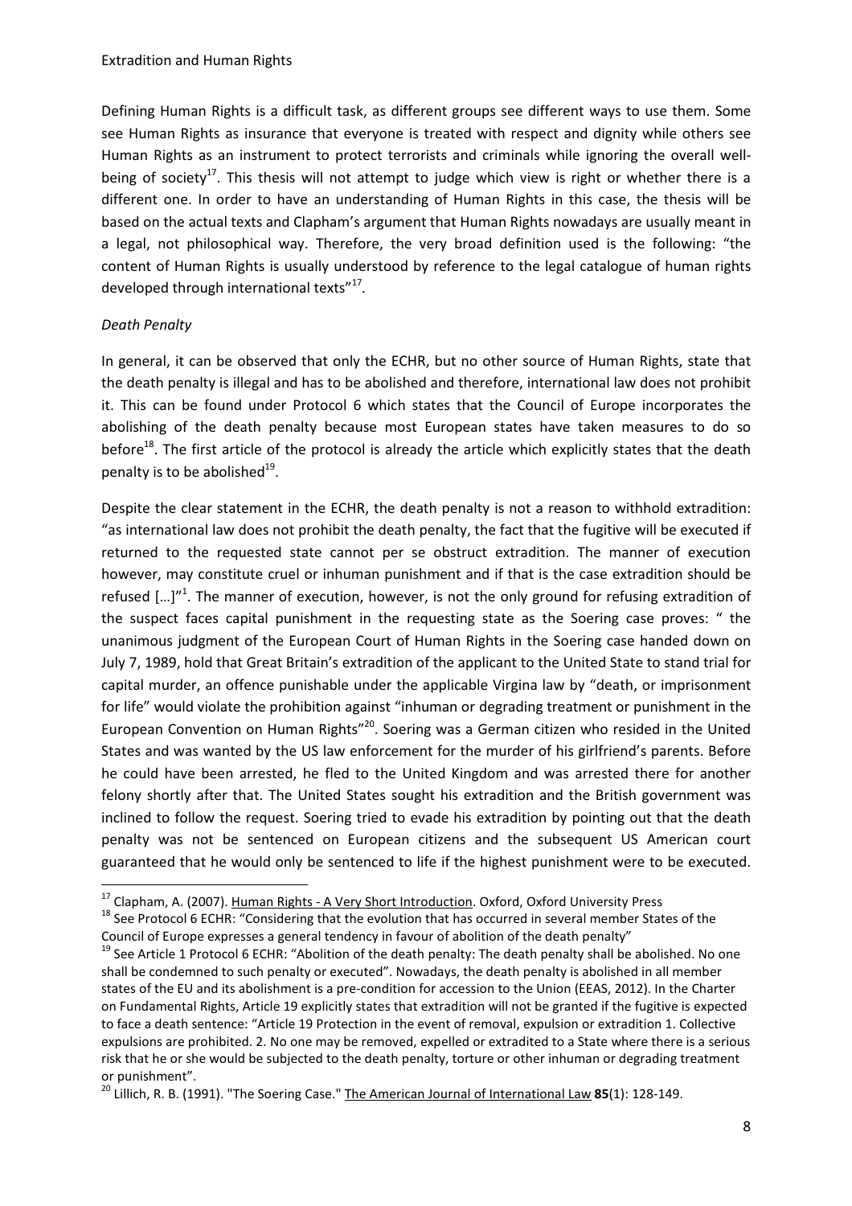Defining Human Rights is a difficult task, as different groups see different ways to use them. Some see Human Rights as insurance that everyone is treated with respect and dignity while others see Human Rights as an instrument to protect terrorists and criminals while ignoring the overall well-being of society[17]. This thesis will not attempt to judge which view is right or whether there is a different one. In order to have an understanding of Human Rights in this case, the thesis will be based on the actual texts and Clapham's argument that Human Rights nowadays are usually meant in a legal, not philosophical way. Therefore, the very broad definition used is the following: "the content of Human Rights is usually understood by reference to the legal catalogue of human rights developed through international texts"[17].

*Death Penalty*

In general, it can be observed that only the ECHR, but no other source of Human Rights, state that the death penalty is illegal and has to be abolished and therefore, international law does not prohibit it. This can be found under Protocol 6 which states that the Council of Europe incorporates the abolishing of the death penalty because most European states have taken measures to do so before[18]. The first article of the protocol is already the article which explicitly states that the death penalty is to be abolished[19].

Despite the clear statement in the ECHR, the death penalty is not a reason to withhold extradition: "as international law does not prohibit the death penalty, the fact that the fugitive will be executed if returned to the requested state cannot per se obstruct extradition. The manner of execution however, may constitute cruel or inhuman punishment and if that is the case extradition should be refused […]"[1]. The manner of execution, however, is not the only ground for refusing extradition of the suspect faces capital punishment in the requesting state as the Soering case proves: " the unanimous judgment of the European Court of Human Rights in the Soering case handed down on July 7, 1989, hold that Great Britain's extradition of the applicant to the United State to stand trial for capital murder, an offence punishable under the applicable Virgina law by "death, or imprisonment for life" would violate the prohibition against "inhuman or degrading treatment or punishment in the European Convention on Human Rights"[20]. Soering was a German citizen who resided in the United States and was wanted by the US law enforcement for the murder of his girlfriend's parents. Before he could have been arrested, he fled to the United Kingdom and was arrested there for another felony shortly after that. The United States sought his extradition and the British government was inclined to follow the request. Soering tried to evade his extradition by pointing out that the death penalty was not be sentenced on European citizens and the subsequent US American court guaranteed that he would only be sentenced to life if the highest punishment were to be executed.

---

[17] Clapham, A. (2007). Human Rights - A Very Short Introduction. Oxford, Oxford University Press

[18] See Protocol 6 ECHR: "Considering that the evolution that has occurred in several member States of the Council of Europe expresses a general tendency in favour of abolition of the death penalty"

[19] See Article 1 Protocol 6 ECHR: "Abolition of the death penalty: The death penalty shall be abolished. No one shall be condemned to such penalty or executed". Nowadays, the death penalty is abolished in all member states of the EU and its abolishment is a pre-condition for accession to the Union (EEAS, 2012). In the Charter on Fundamental Rights, Article 19 explicitly states that extradition will not be granted if the fugitive is expected to face a death sentence: "Article 19 Protection in the event of removal, expulsion or extradition 1. Collective expulsions are prohibited. 2. No one may be removed, expelled or extradited to a State where there is a serious risk that he or she would be subjected to the death penalty, torture or other inhuman or degrading treatment or punishment".

[20] Lillich, R. B. (1991). "The Soering Case." The American Journal of International Law **85**(1): 128-149.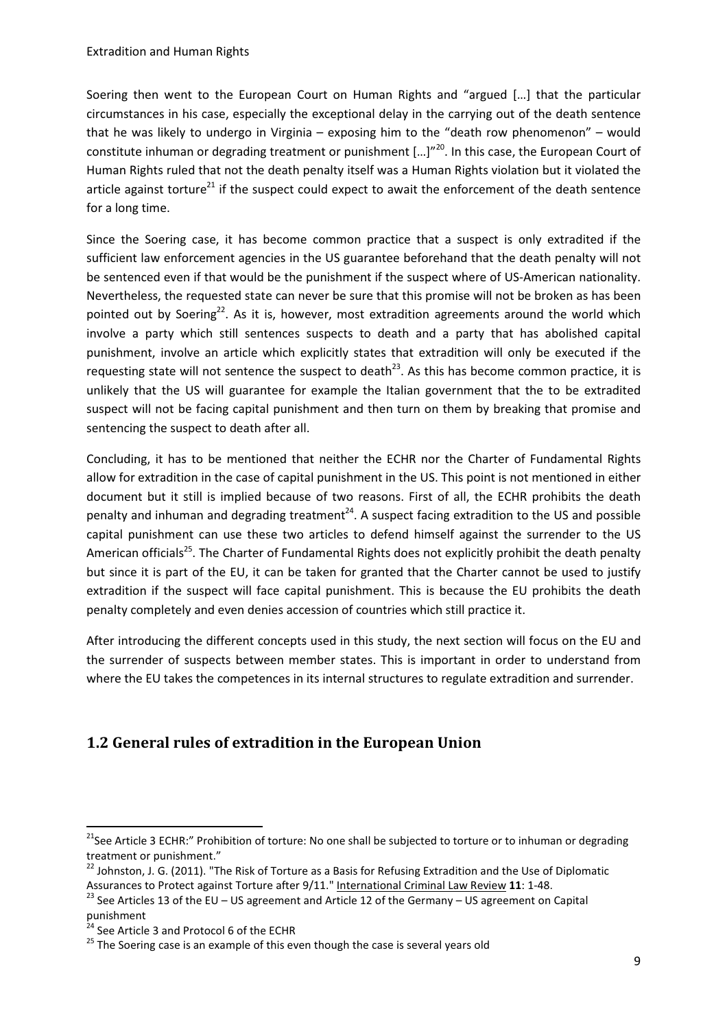Soering then went to the European Court on Human Rights and "argued […] that the particular circumstances in his case, especially the exceptional delay in the carrying out of the death sentence that he was likely to undergo in Virginia – exposing him to the "death row phenomenon" – would constitute inhuman or degrading treatment or punishment […]"[20]. In this case, the European Court of Human Rights ruled that not the death penalty itself was a Human Rights violation but it violated the article against torture[21] if the suspect could expect to await the enforcement of the death sentence for a long time.

Since the Soering case, it has become common practice that a suspect is only extradited if the sufficient law enforcement agencies in the US guarantee beforehand that the death penalty will not be sentenced even if that would be the punishment if the suspect where of US-American nationality. Nevertheless, the requested state can never be sure that this promise will not be broken as has been pointed out by Soering[22]. As it is, however, most extradition agreements around the world which involve a party which still sentences suspects to death and a party that has abolished capital punishment, involve an article which explicitly states that extradition will only be executed if the requesting state will not sentence the suspect to death[23]. As this has become common practice, it is unlikely that the US will guarantee for example the Italian government that the to be extradited suspect will not be facing capital punishment and then turn on them by breaking that promise and sentencing the suspect to death after all.

Concluding, it has to be mentioned that neither the ECHR nor the Charter of Fundamental Rights allow for extradition in the case of capital punishment in the US. This point is not mentioned in either document but it still is implied because of two reasons. First of all, the ECHR prohibits the death penalty and inhuman and degrading treatment[24]. A suspect facing extradition to the US and possible capital punishment can use these two articles to defend himself against the surrender to the US American officials[25]. The Charter of Fundamental Rights does not explicitly prohibit the death penalty but since it is part of the EU, it can be taken for granted that the Charter cannot be used to justify extradition if the suspect will face capital punishment. This is because the EU prohibits the death penalty completely and even denies accession of countries which still practice it.

After introducing the different concepts used in this study, the next section will focus on the EU and the surrender of suspects between member states. This is important in order to understand from where the EU takes the competences in its internal structures to regulate extradition and surrender.

## 1.2 General rules of extradition in the European Union

---

[21] See Article 3 ECHR:" Prohibition of torture: No one shall be subjected to torture or to inhuman or degrading treatment or punishment."

[22] Johnston, J. G. (2011). "The Risk of Torture as a Basis for Refusing Extradition and the Use of Diplomatic Assurances to Protect against Torture after 9/11." International Criminal Law Review **11**: 1-48.

[23] See Articles 13 of the EU – US agreement and Article 12 of the Germany – US agreement on Capital punishment

[24] See Article 3 and Protocol 6 of the ECHR

[25] The Soering case is an example of this even though the case is several years old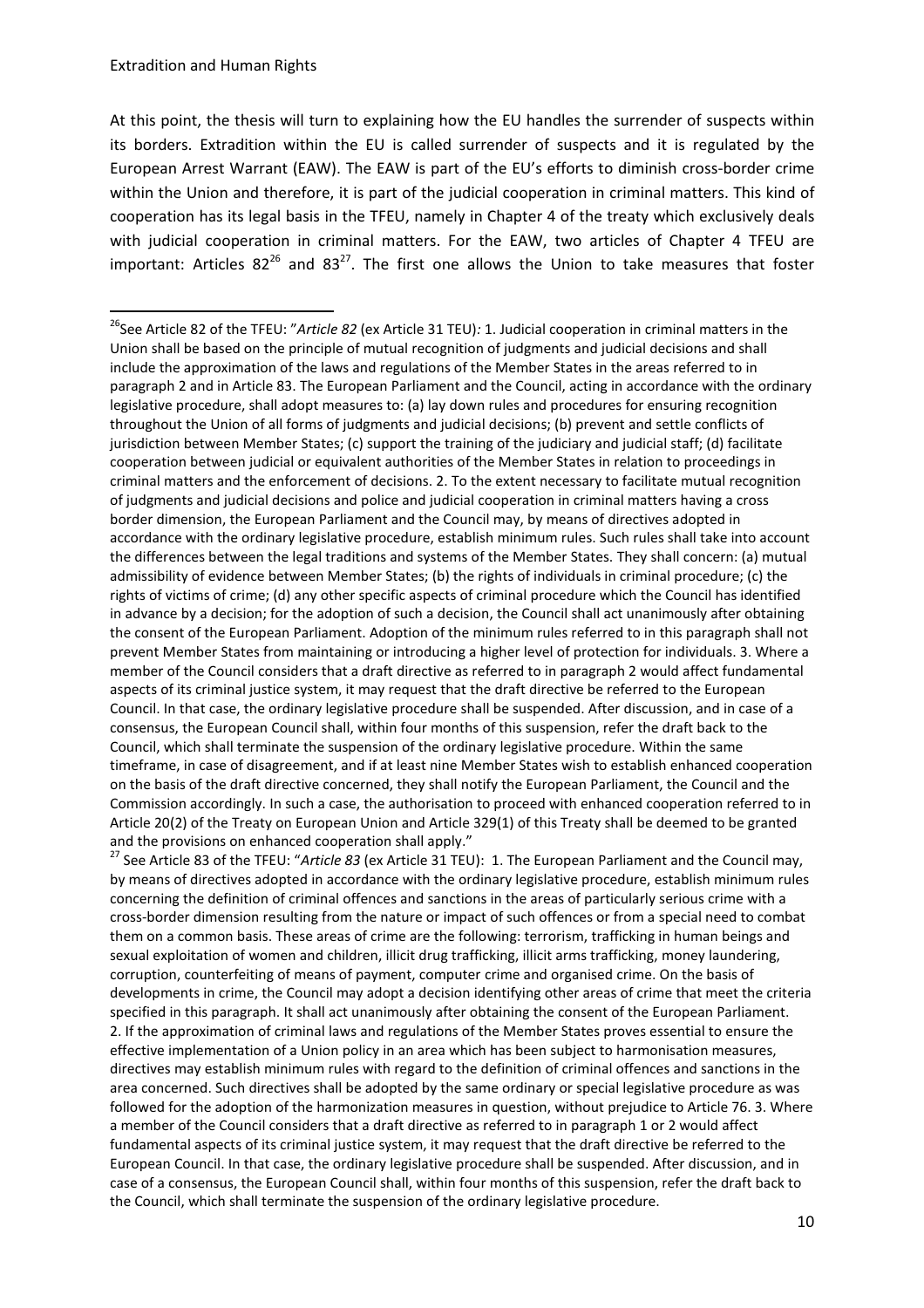At this point, the thesis will turn to explaining how the EU handles the surrender of suspects within its borders. Extradition within the EU is called surrender of suspects and it is regulated by the European Arrest Warrant (EAW). The EAW is part of the EU's efforts to diminish cross-border crime within the Union and therefore, it is part of the judicial cooperation in criminal matters. This kind of cooperation has its legal basis in the TFEU, namely in Chapter 4 of the treaty which exclusively deals with judicial cooperation in criminal matters. For the EAW, two articles of Chapter 4 TFEU are important: Articles 82[26] and 83[27]. The first one allows the Union to take measures that foster

---

[26]See Article 82 of the TFEU: "*Article 82* (ex Article 31 TEU)*:* 1. Judicial cooperation in criminal matters in the Union shall be based on the principle of mutual recognition of judgments and judicial decisions and shall include the approximation of the laws and regulations of the Member States in the areas referred to in paragraph 2 and in Article 83. The European Parliament and the Council, acting in accordance with the ordinary legislative procedure, shall adopt measures to: (a) lay down rules and procedures for ensuring recognition throughout the Union of all forms of judgments and judicial decisions; (b) prevent and settle conflicts of jurisdiction between Member States; (c) support the training of the judiciary and judicial staff; (d) facilitate cooperation between judicial or equivalent authorities of the Member States in relation to proceedings in criminal matters and the enforcement of decisions. 2. To the extent necessary to facilitate mutual recognition of judgments and judicial decisions and police and judicial cooperation in criminal matters having a cross border dimension, the European Parliament and the Council may, by means of directives adopted in accordance with the ordinary legislative procedure, establish minimum rules. Such rules shall take into account the differences between the legal traditions and systems of the Member States. They shall concern: (a) mutual admissibility of evidence between Member States; (b) the rights of individuals in criminal procedure; (c) the rights of victims of crime; (d) any other specific aspects of criminal procedure which the Council has identified in advance by a decision; for the adoption of such a decision, the Council shall act unanimously after obtaining the consent of the European Parliament. Adoption of the minimum rules referred to in this paragraph shall not prevent Member States from maintaining or introducing a higher level of protection for individuals. 3. Where a member of the Council considers that a draft directive as referred to in paragraph 2 would affect fundamental aspects of its criminal justice system, it may request that the draft directive be referred to the European Council. In that case, the ordinary legislative procedure shall be suspended. After discussion, and in case of a consensus, the European Council shall, within four months of this suspension, refer the draft back to the Council, which shall terminate the suspension of the ordinary legislative procedure. Within the same timeframe, in case of disagreement, and if at least nine Member States wish to establish enhanced cooperation on the basis of the draft directive concerned, they shall notify the European Parliament, the Council and the Commission accordingly. In such a case, the authorisation to proceed with enhanced cooperation referred to in Article 20(2) of the Treaty on European Union and Article 329(1) of this Treaty shall be deemed to be granted and the provisions on enhanced cooperation shall apply."

[27] See Article 83 of the TFEU: "*Article 83* (ex Article 31 TEU): 1. The European Parliament and the Council may, by means of directives adopted in accordance with the ordinary legislative procedure, establish minimum rules concerning the definition of criminal offences and sanctions in the areas of particularly serious crime with a cross-border dimension resulting from the nature or impact of such offences or from a special need to combat them on a common basis. These areas of crime are the following: terrorism, trafficking in human beings and sexual exploitation of women and children, illicit drug trafficking, illicit arms trafficking, money laundering, corruption, counterfeiting of means of payment, computer crime and organised crime. On the basis of developments in crime, the Council may adopt a decision identifying other areas of crime that meet the criteria specified in this paragraph. It shall act unanimously after obtaining the consent of the European Parliament. 2. If the approximation of criminal laws and regulations of the Member States proves essential to ensure the effective implementation of a Union policy in an area which has been subject to harmonisation measures, directives may establish minimum rules with regard to the definition of criminal offences and sanctions in the area concerned. Such directives shall be adopted by the same ordinary or special legislative procedure as was followed for the adoption of the harmonization measures in question, without prejudice to Article 76. 3. Where a member of the Council considers that a draft directive as referred to in paragraph 1 or 2 would affect fundamental aspects of its criminal justice system, it may request that the draft directive be referred to the European Council. In that case, the ordinary legislative procedure shall be suspended. After discussion, and in case of a consensus, the European Council shall, within four months of this suspension, refer the draft back to the Council, which shall terminate the suspension of the ordinary legislative procedure.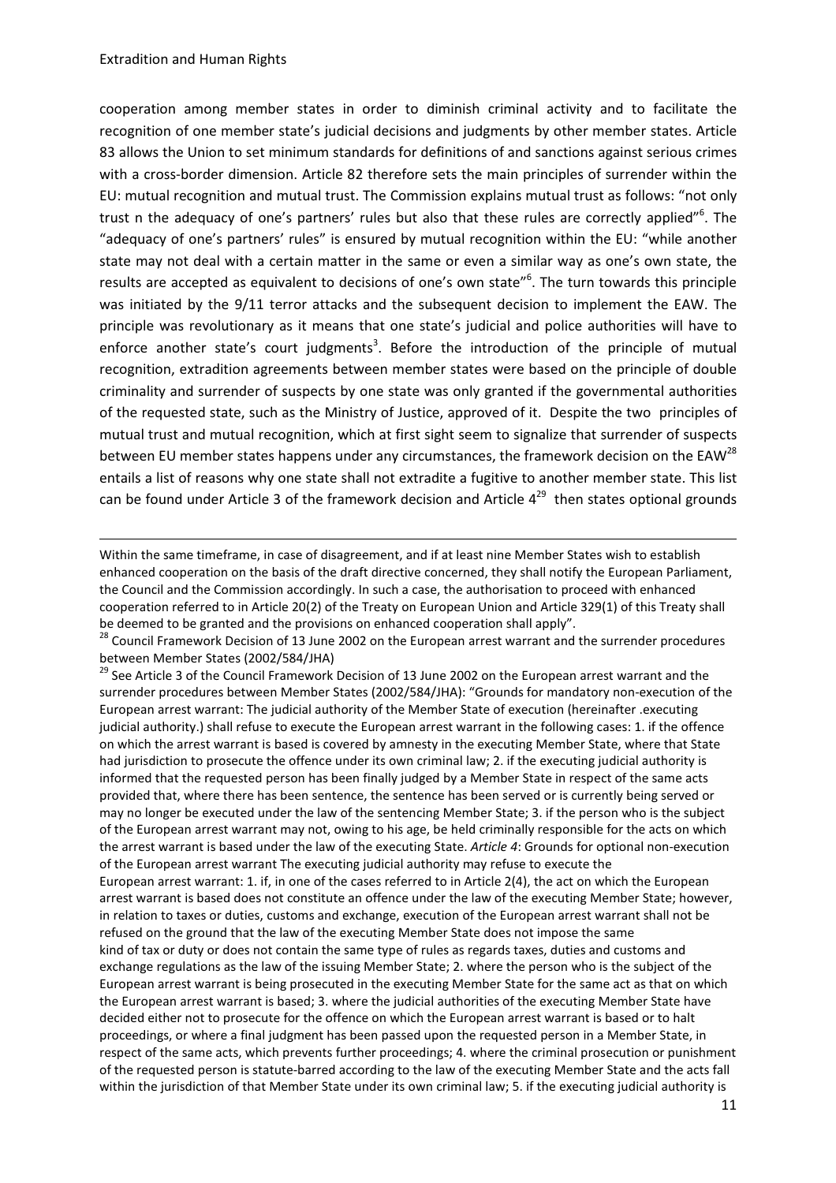cooperation among member states in order to diminish criminal activity and to facilitate the recognition of one member state's judicial decisions and judgments by other member states. Article 83 allows the Union to set minimum standards for definitions of and sanctions against serious crimes with a cross-border dimension. Article 82 therefore sets the main principles of surrender within the EU: mutual recognition and mutual trust. The Commission explains mutual trust as follows: "not only trust n the adequacy of one's partners' rules but also that these rules are correctly applied"[6]. The "adequacy of one's partners' rules" is ensured by mutual recognition within the EU: "while another state may not deal with a certain matter in the same or even a similar way as one's own state, the results are accepted as equivalent to decisions of one's own state"[6]. The turn towards this principle was initiated by the 9/11 terror attacks and the subsequent decision to implement the EAW. The principle was revolutionary as it means that one state's judicial and police authorities will have to enforce another state's court judgments[3]. Before the introduction of the principle of mutual recognition, extradition agreements between member states were based on the principle of double criminality and surrender of suspects by one state was only granted if the governmental authorities of the requested state, such as the Ministry of Justice, approved of it. Despite the two principles of mutual trust and mutual recognition, which at first sight seem to signalize that surrender of suspects between EU member states happens under any circumstances, the framework decision on the EAW[28] entails a list of reasons why one state shall not extradite a fugitive to another member state. This list can be found under Article 3 of the framework decision and Article 4[29] then states optional grounds

---

Within the same timeframe, in case of disagreement, and if at least nine Member States wish to establish enhanced cooperation on the basis of the draft directive concerned, they shall notify the European Parliament, the Council and the Commission accordingly. In such a case, the authorisation to proceed with enhanced cooperation referred to in Article 20(2) of the Treaty on European Union and Article 329(1) of this Treaty shall be deemed to be granted and the provisions on enhanced cooperation shall apply".

[28] Council Framework Decision of 13 June 2002 on the European arrest warrant and the surrender procedures between Member States (2002/584/JHA)

[29] See Article 3 of the Council Framework Decision of 13 June 2002 on the European arrest warrant and the surrender procedures between Member States (2002/584/JHA): "Grounds for mandatory non-execution of the European arrest warrant: The judicial authority of the Member State of execution (hereinafter .executing judicial authority.) shall refuse to execute the European arrest warrant in the following cases: 1. if the offence on which the arrest warrant is based is covered by amnesty in the executing Member State, where that State had jurisdiction to prosecute the offence under its own criminal law; 2. if the executing judicial authority is informed that the requested person has been finally judged by a Member State in respect of the same acts provided that, where there has been sentence, the sentence has been served or is currently being served or may no longer be executed under the law of the sentencing Member State; 3. if the person who is the subject of the European arrest warrant may not, owing to his age, be held criminally responsible for the acts on which the arrest warrant is based under the law of the executing State. *Article 4*: Grounds for optional non-execution of the European arrest warrant The executing judicial authority may refuse to execute the European arrest warrant: 1. if, in one of the cases referred to in Article 2(4), the act on which the European arrest warrant is based does not constitute an offence under the law of the executing Member State; however, in relation to taxes or duties, customs and exchange, execution of the European arrest warrant shall not be refused on the ground that the law of the executing Member State does not impose the same kind of tax or duty or does not contain the same type of rules as regards taxes, duties and customs and exchange regulations as the law of the issuing Member State; 2. where the person who is the subject of the European arrest warrant is being prosecuted in the executing Member State for the same act as that on which the European arrest warrant is based; 3. where the judicial authorities of the executing Member State have decided either not to prosecute for the offence on which the European arrest warrant is based or to halt proceedings, or where a final judgment has been passed upon the requested person in a Member State, in respect of the same acts, which prevents further proceedings; 4. where the criminal prosecution or punishment of the requested person is statute-barred according to the law of the executing Member State and the acts fall within the jurisdiction of that Member State under its own criminal law; 5. if the executing judicial authority is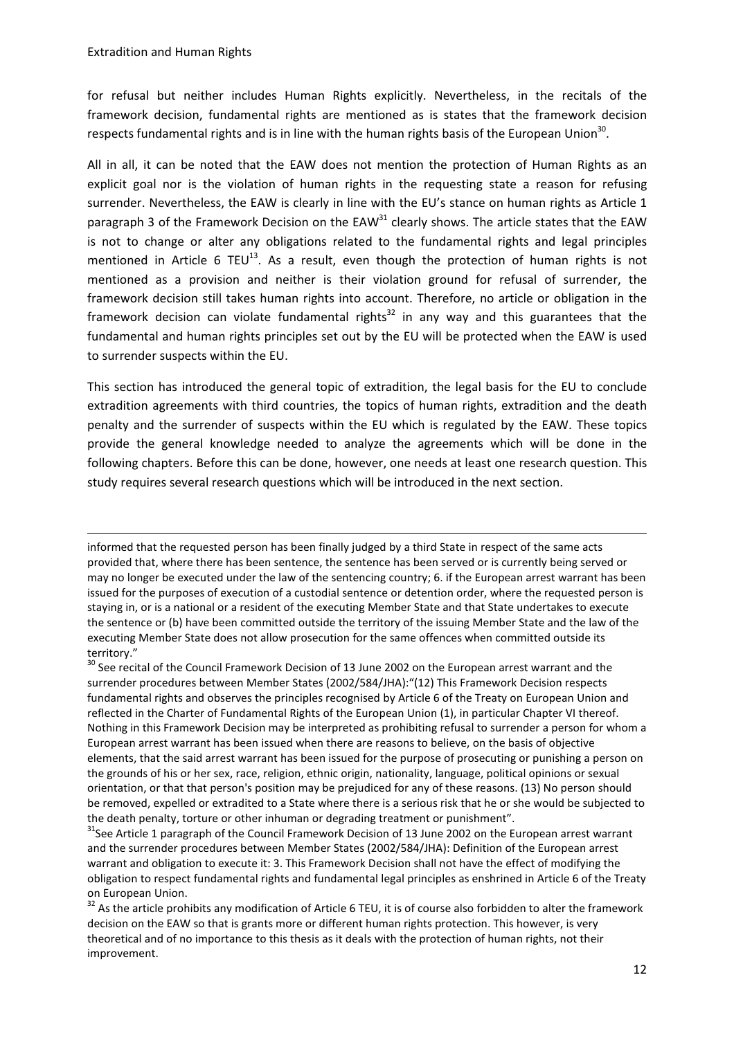for refusal but neither includes Human Rights explicitly. Nevertheless, in the recitals of the framework decision, fundamental rights are mentioned as is states that the framework decision respects fundamental rights and is in line with the human rights basis of the European Union[30].

All in all, it can be noted that the EAW does not mention the protection of Human Rights as an explicit goal nor is the violation of human rights in the requesting state a reason for refusing surrender. Nevertheless, the EAW is clearly in line with the EU's stance on human rights as Article 1 paragraph 3 of the Framework Decision on the EAW[31] clearly shows. The article states that the EAW is not to change or alter any obligations related to the fundamental rights and legal principles mentioned in Article 6 TEU[13]. As a result, even though the protection of human rights is not mentioned as a provision and neither is their violation ground for refusal of surrender, the framework decision still takes human rights into account. Therefore, no article or obligation in the framework decision can violate fundamental rights[32] in any way and this guarantees that the fundamental and human rights principles set out by the EU will be protected when the EAW is used to surrender suspects within the EU.

This section has introduced the general topic of extradition, the legal basis for the EU to conclude extradition agreements with third countries, the topics of human rights, extradition and the death penalty and the surrender of suspects within the EU which is regulated by the EAW. These topics provide the general knowledge needed to analyze the agreements which will be done in the following chapters. Before this can be done, however, one needs at least one research question. This study requires several research questions which will be introduced in the next section.

---

informed that the requested person has been finally judged by a third State in respect of the same acts provided that, where there has been sentence, the sentence has been served or is currently being served or may no longer be executed under the law of the sentencing country; 6. if the European arrest warrant has been issued for the purposes of execution of a custodial sentence or detention order, where the requested person is staying in, or is a national or a resident of the executing Member State and that State undertakes to execute the sentence or (b) have been committed outside the territory of the issuing Member State and the law of the executing Member State does not allow prosecution for the same offences when committed outside its territory."

[30] See recital of the Council Framework Decision of 13 June 2002 on the European arrest warrant and the surrender procedures between Member States (2002/584/JHA):"(12) This Framework Decision respects fundamental rights and observes the principles recognised by Article 6 of the Treaty on European Union and reflected in the Charter of Fundamental Rights of the European Union (1), in particular Chapter VI thereof. Nothing in this Framework Decision may be interpreted as prohibiting refusal to surrender a person for whom a European arrest warrant has been issued when there are reasons to believe, on the basis of objective elements, that the said arrest warrant has been issued for the purpose of prosecuting or punishing a person on the grounds of his or her sex, race, religion, ethnic origin, nationality, language, political opinions or sexual orientation, or that that person's position may be prejudiced for any of these reasons. (13) No person should be removed, expelled or extradited to a State where there is a serious risk that he or she would be subjected to the death penalty, torture or other inhuman or degrading treatment or punishment".

[31] See Article 1 paragraph of the Council Framework Decision of 13 June 2002 on the European arrest warrant and the surrender procedures between Member States (2002/584/JHA): Definition of the European arrest warrant and obligation to execute it: 3. This Framework Decision shall not have the effect of modifying the obligation to respect fundamental rights and fundamental legal principles as enshrined in Article 6 of the Treaty on European Union.

[32] As the article prohibits any modification of Article 6 TEU, it is of course also forbidden to alter the framework decision on the EAW so that is grants more or different human rights protection. This however, is very theoretical and of no importance to this thesis as it deals with the protection of human rights, not their improvement.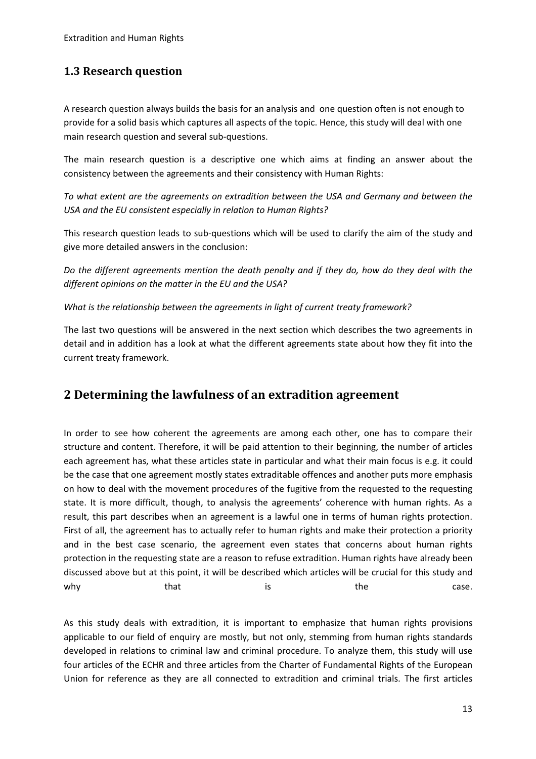## 1.3 Research question

A research question always builds the basis for an analysis and one question often is not enough to provide for a solid basis which captures all aspects of the topic. Hence, this study will deal with one main research question and several sub-questions.

The main research question is a descriptive one which aims at finding an answer about the consistency between the agreements and their consistency with Human Rights:

*To what extent are the agreements on extradition between the USA and Germany and between the USA and the EU consistent especially in relation to Human Rights?*

This research question leads to sub-questions which will be used to clarify the aim of the study and give more detailed answers in the conclusion:

*Do the different agreements mention the death penalty and if they do, how do they deal with the different opinions on the matter in the EU and the USA?*

*What is the relationship between the agreements in light of current treaty framework?*

The last two questions will be answered in the next section which describes the two agreements in detail and in addition has a look at what the different agreements state about how they fit into the current treaty framework.

# 2 Determining the lawfulness of an extradition agreement

In order to see how coherent the agreements are among each other, one has to compare their structure and content. Therefore, it will be paid attention to their beginning, the number of articles each agreement has, what these articles state in particular and what their main focus is e.g. it could be the case that one agreement mostly states extraditable offences and another puts more emphasis on how to deal with the movement procedures of the fugitive from the requested to the requesting state. It is more difficult, though, to analysis the agreements' coherence with human rights. As a result, this part describes when an agreement is a lawful one in terms of human rights protection. First of all, the agreement has to actually refer to human rights and make their protection a priority and in the best case scenario, the agreement even states that concerns about human rights protection in the requesting state are a reason to refuse extradition. Human rights have already been discussed above but at this point, it will be described which articles will be crucial for this study and why that is the case.

As this study deals with extradition, it is important to emphasize that human rights provisions applicable to our field of enquiry are mostly, but not only, stemming from human rights standards developed in relations to criminal law and criminal procedure. To analyze them, this study will use four articles of the ECHR and three articles from the Charter of Fundamental Rights of the European Union for reference as they are all connected to extradition and criminal trials. The first articles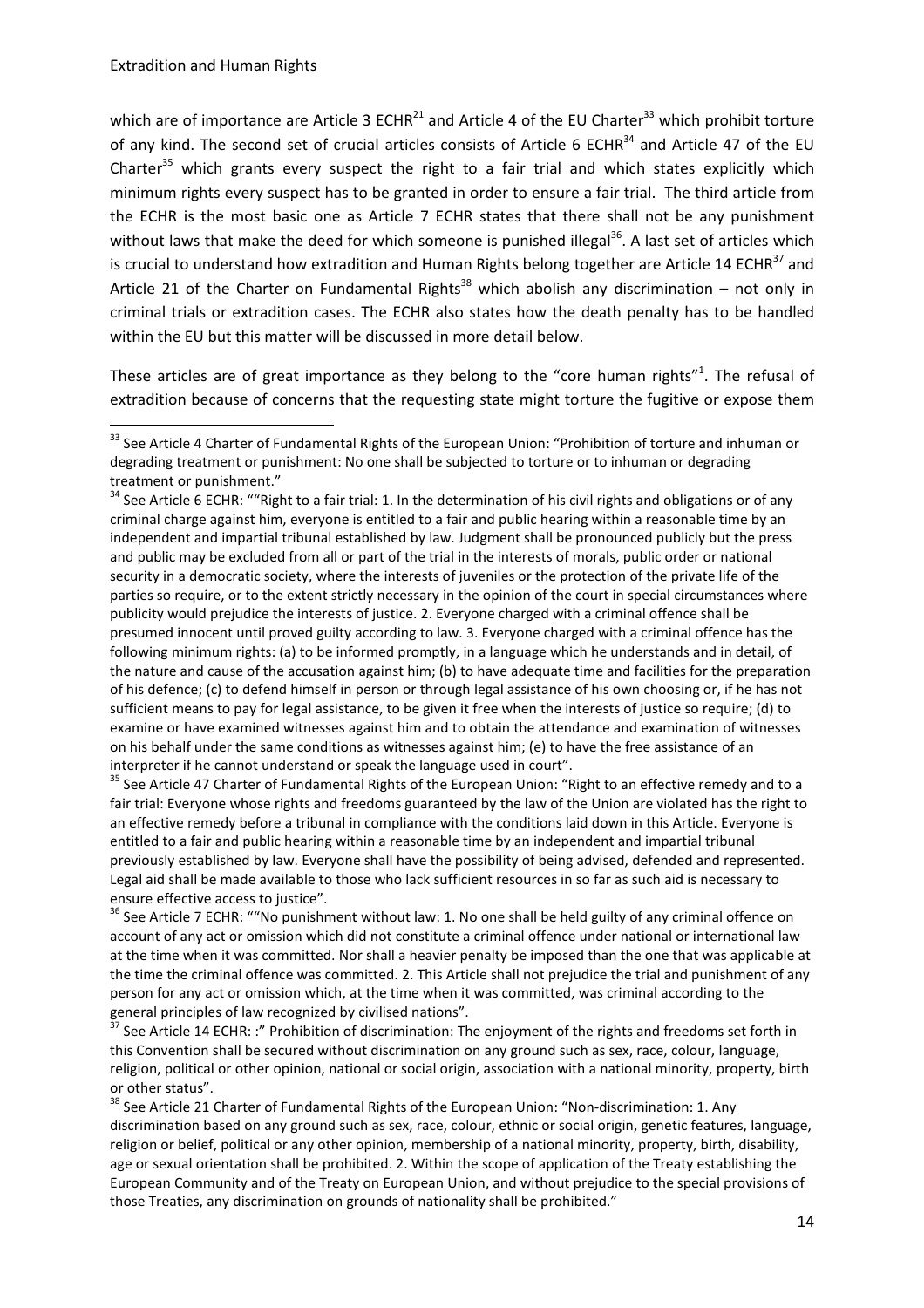which are of importance are Article 3 ECHR[21] and Article 4 of the EU Charter[33] which prohibit torture of any kind. The second set of crucial articles consists of Article 6 ECHR[34] and Article 47 of the EU Charter[35] which grants every suspect the right to a fair trial and which states explicitly which minimum rights every suspect has to be granted in order to ensure a fair trial. The third article from the ECHR is the most basic one as Article 7 ECHR states that there shall not be any punishment without laws that make the deed for which someone is punished illegal[36]. A last set of articles which is crucial to understand how extradition and Human Rights belong together are Article 14 ECHR[37] and Article 21 of the Charter on Fundamental Rights[38] which abolish any discrimination – not only in criminal trials or extradition cases. The ECHR also states how the death penalty has to be handled within the EU but this matter will be discussed in more detail below.

These articles are of great importance as they belong to the "core human rights"[1]. The refusal of extradition because of concerns that the requesting state might torture the fugitive or expose them

---

[33] See Article 4 Charter of Fundamental Rights of the European Union: "Prohibition of torture and inhuman or degrading treatment or punishment: No one shall be subjected to torture or to inhuman or degrading treatment or punishment."

[34] See Article 6 ECHR: ""Right to a fair trial: 1. In the determination of his civil rights and obligations or of any criminal charge against him, everyone is entitled to a fair and public hearing within a reasonable time by an independent and impartial tribunal established by law. Judgment shall be pronounced publicly but the press and public may be excluded from all or part of the trial in the interests of morals, public order or national security in a democratic society, where the interests of juveniles or the protection of the private life of the parties so require, or to the extent strictly necessary in the opinion of the court in special circumstances where publicity would prejudice the interests of justice. 2. Everyone charged with a criminal offence shall be presumed innocent until proved guilty according to law. 3. Everyone charged with a criminal offence has the following minimum rights: (a) to be informed promptly, in a language which he understands and in detail, of the nature and cause of the accusation against him; (b) to have adequate time and facilities for the preparation of his defence; (c) to defend himself in person or through legal assistance of his own choosing or, if he has not sufficient means to pay for legal assistance, to be given it free when the interests of justice so require; (d) to examine or have examined witnesses against him and to obtain the attendance and examination of witnesses on his behalf under the same conditions as witnesses against him; (e) to have the free assistance of an interpreter if he cannot understand or speak the language used in court".

[35] See Article 47 Charter of Fundamental Rights of the European Union: "Right to an effective remedy and to a fair trial: Everyone whose rights and freedoms guaranteed by the law of the Union are violated has the right to an effective remedy before a tribunal in compliance with the conditions laid down in this Article. Everyone is entitled to a fair and public hearing within a reasonable time by an independent and impartial tribunal previously established by law. Everyone shall have the possibility of being advised, defended and represented. Legal aid shall be made available to those who lack sufficient resources in so far as such aid is necessary to ensure effective access to justice".

[36] See Article 7 ECHR: ""No punishment without law: 1. No one shall be held guilty of any criminal offence on account of any act or omission which did not constitute a criminal offence under national or international law at the time when it was committed. Nor shall a heavier penalty be imposed than the one that was applicable at the time the criminal offence was committed. 2. This Article shall not prejudice the trial and punishment of any person for any act or omission which, at the time when it was committed, was criminal according to the general principles of law recognized by civilised nations".

[37] See Article 14 ECHR: :" Prohibition of discrimination: The enjoyment of the rights and freedoms set forth in this Convention shall be secured without discrimination on any ground such as sex, race, colour, language, religion, political or other opinion, national or social origin, association with a national minority, property, birth or other status".

[38] See Article 21 Charter of Fundamental Rights of the European Union: "Non-discrimination: 1. Any discrimination based on any ground such as sex, race, colour, ethnic or social origin, genetic features, language, religion or belief, political or any other opinion, membership of a national minority, property, birth, disability, age or sexual orientation shall be prohibited. 2. Within the scope of application of the Treaty establishing the European Community and of the Treaty on European Union, and without prejudice to the special provisions of those Treaties, any discrimination on grounds of nationality shall be prohibited."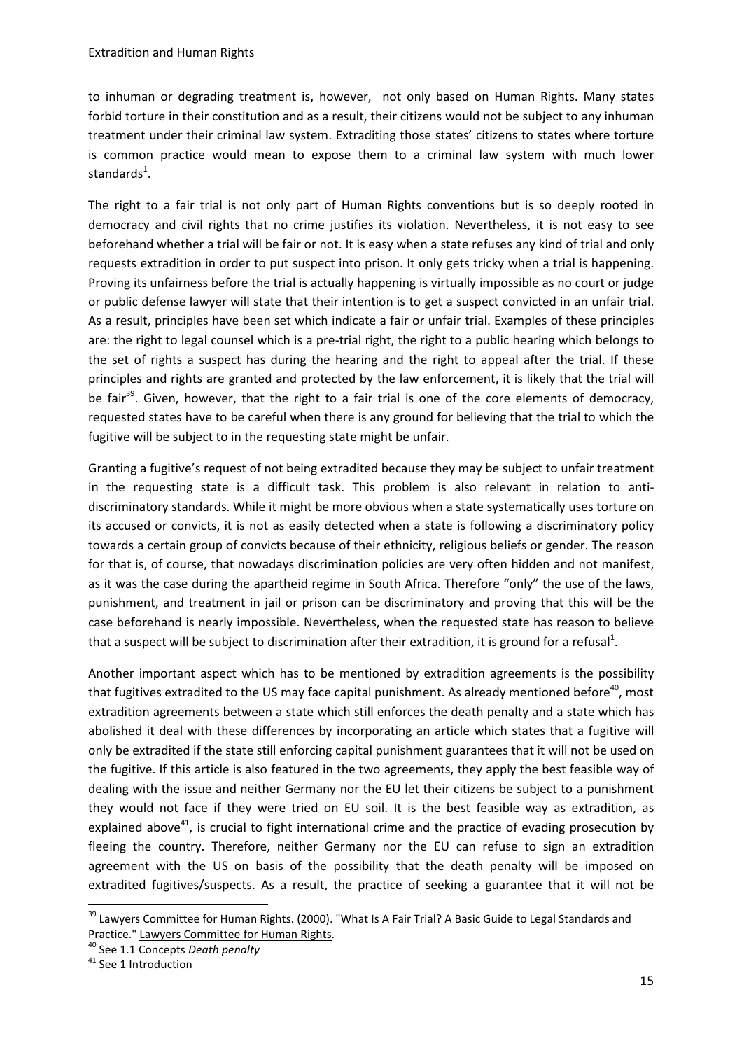to inhuman or degrading treatment is, however, not only based on Human Rights. Many states forbid torture in their constitution and as a result, their citizens would not be subject to any inhuman treatment under their criminal law system. Extraditing those states' citizens to states where torture is common practice would mean to expose them to a criminal law system with much lower standards[1].

The right to a fair trial is not only part of Human Rights conventions but is so deeply rooted in democracy and civil rights that no crime justifies its violation. Nevertheless, it is not easy to see beforehand whether a trial will be fair or not. It is easy when a state refuses any kind of trial and only requests extradition in order to put suspect into prison. It only gets tricky when a trial is happening. Proving its unfairness before the trial is actually happening is virtually impossible as no court or judge or public defense lawyer will state that their intention is to get a suspect convicted in an unfair trial. As a result, principles have been set which indicate a fair or unfair trial. Examples of these principles are: the right to legal counsel which is a pre-trial right, the right to a public hearing which belongs to the set of rights a suspect has during the hearing and the right to appeal after the trial. If these principles and rights are granted and protected by the law enforcement, it is likely that the trial will be fair[39]. Given, however, that the right to a fair trial is one of the core elements of democracy, requested states have to be careful when there is any ground for believing that the trial to which the fugitive will be subject to in the requesting state might be unfair.

Granting a fugitive's request of not being extradited because they may be subject to unfair treatment in the requesting state is a difficult task. This problem is also relevant in relation to anti-discriminatory standards. While it might be more obvious when a state systematically uses torture on its accused or convicts, it is not as easily detected when a state is following a discriminatory policy towards a certain group of convicts because of their ethnicity, religious beliefs or gender. The reason for that is, of course, that nowadays discrimination policies are very often hidden and not manifest, as it was the case during the apartheid regime in South Africa. Therefore "only" the use of the laws, punishment, and treatment in jail or prison can be discriminatory and proving that this will be the case beforehand is nearly impossible. Nevertheless, when the requested state has reason to believe that a suspect will be subject to discrimination after their extradition, it is ground for a refusal[1].

Another important aspect which has to be mentioned by extradition agreements is the possibility that fugitives extradited to the US may face capital punishment. As already mentioned before[40], most extradition agreements between a state which still enforces the death penalty and a state which has abolished it deal with these differences by incorporating an article which states that a fugitive will only be extradited if the state still enforcing capital punishment guarantees that it will not be used on the fugitive. If this article is also featured in the two agreements, they apply the best feasible way of dealing with the issue and neither Germany nor the EU let their citizens be subject to a punishment they would not face if they were tried on EU soil. It is the best feasible way as extradition, as explained above[41], is crucial to fight international crime and the practice of evading prosecution by fleeing the country. Therefore, neither Germany nor the EU can refuse to sign an extradition agreement with the US on basis of the possibility that the death penalty will be imposed on extradited fugitives/suspects. As a result, the practice of seeking a guarantee that it will not be

---

[39] Lawyers Committee for Human Rights. (2000). "What Is A Fair Trial? A Basic Guide to Legal Standards and Practice." Lawyers Committee for Human Rights.

[40] See 1.1 Concepts *Death penalty*

[41] See 1 Introduction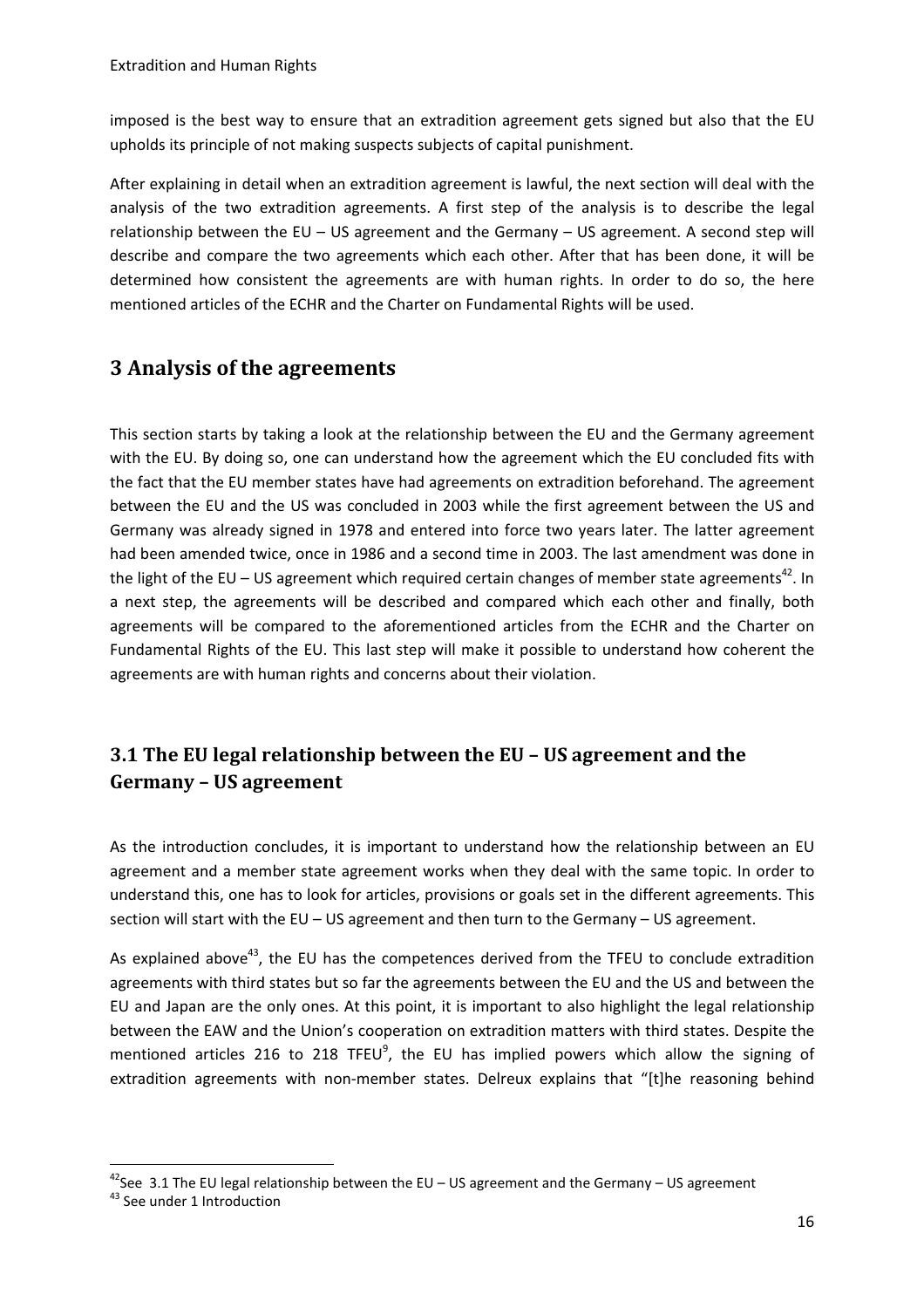imposed is the best way to ensure that an extradition agreement gets signed but also that the EU upholds its principle of not making suspects subjects of capital punishment.

After explaining in detail when an extradition agreement is lawful, the next section will deal with the analysis of the two extradition agreements. A first step of the analysis is to describe the legal relationship between the EU – US agreement and the Germany – US agreement. A second step will describe and compare the two agreements which each other. After that has been done, it will be determined how consistent the agreements are with human rights. In order to do so, the here mentioned articles of the ECHR and the Charter on Fundamental Rights will be used.

## 3 Analysis of the agreements

This section starts by taking a look at the relationship between the EU and the Germany agreement with the EU. By doing so, one can understand how the agreement which the EU concluded fits with the fact that the EU member states have had agreements on extradition beforehand. The agreement between the EU and the US was concluded in 2003 while the first agreement between the US and Germany was already signed in 1978 and entered into force two years later. The latter agreement had been amended twice, once in 1986 and a second time in 2003. The last amendment was done in the light of the EU – US agreement which required certain changes of member state agreements[42]. In a next step, the agreements will be described and compared which each other and finally, both agreements will be compared to the aforementioned articles from the ECHR and the Charter on Fundamental Rights of the EU. This last step will make it possible to understand how coherent the agreements are with human rights and concerns about their violation.

### 3.1 The EU legal relationship between the EU – US agreement and the Germany – US agreement

As the introduction concludes, it is important to understand how the relationship between an EU agreement and a member state agreement works when they deal with the same topic. In order to understand this, one has to look for articles, provisions or goals set in the different agreements. This section will start with the EU – US agreement and then turn to the Germany – US agreement.

As explained above[43], the EU has the competences derived from the TFEU to conclude extradition agreements with third states but so far the agreements between the EU and the US and between the EU and Japan are the only ones. At this point, it is important to also highlight the legal relationship between the EAW and the Union's cooperation on extradition matters with third states. Despite the mentioned articles 216 to 218 TFEU[9], the EU has implied powers which allow the signing of extradition agreements with non-member states. Delreux explains that "[t]he reasoning behind

[42]See 3.1 The EU legal relationship between the EU – US agreement and the Germany – US agreement

[43] See under 1 Introduction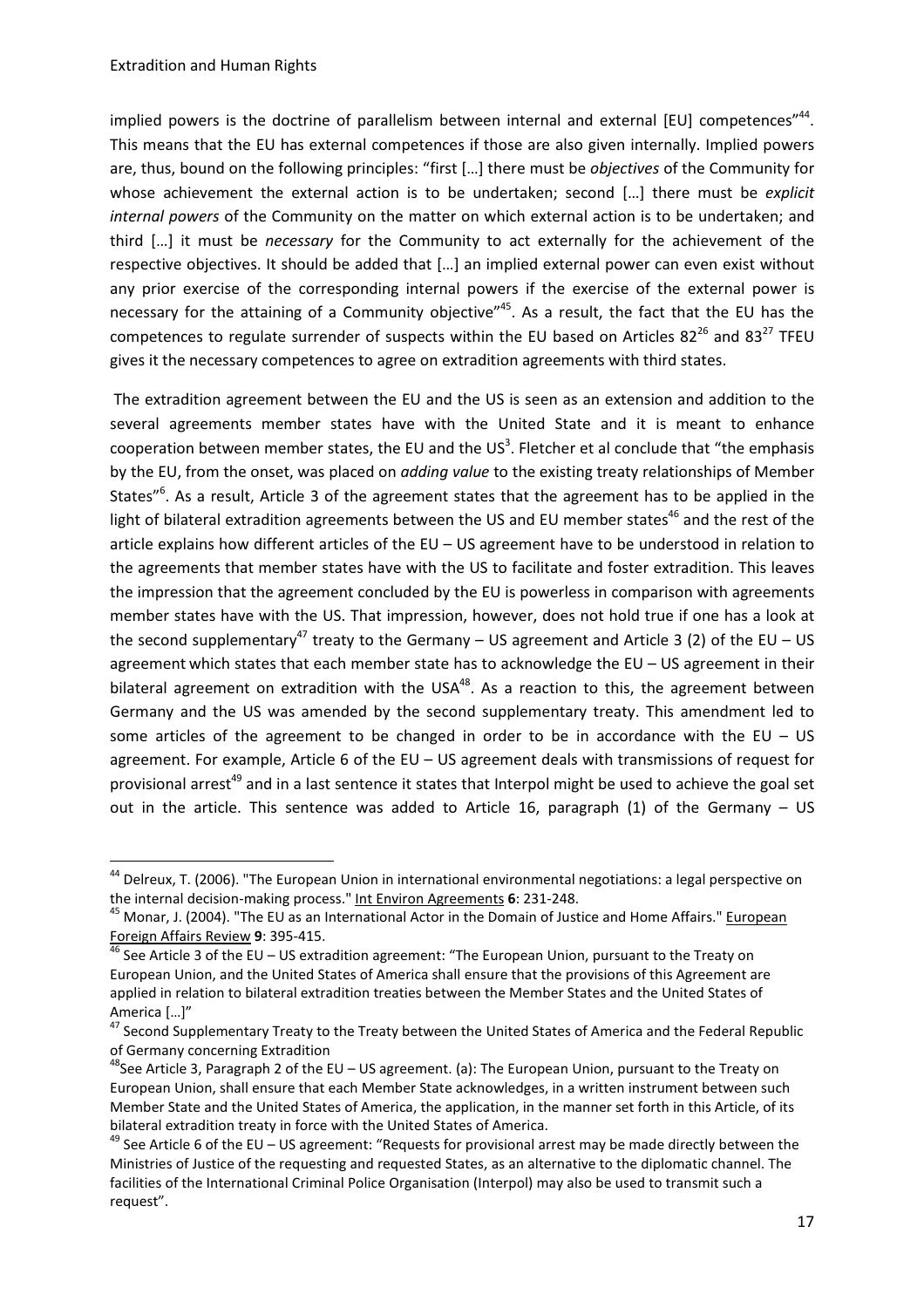implied powers is the doctrine of parallelism between internal and external [EU] competences"[44]. This means that the EU has external competences if those are also given internally. Implied powers are, thus, bound on the following principles: "first […] there must be *objectives* of the Community for whose achievement the external action is to be undertaken; second […] there must be *explicit internal powers* of the Community on the matter on which external action is to be undertaken; and third […] it must be *necessary* for the Community to act externally for the achievement of the respective objectives. It should be added that […] an implied external power can even exist without any prior exercise of the corresponding internal powers if the exercise of the external power is necessary for the attaining of a Community objective"[45]. As a result, the fact that the EU has the competences to regulate surrender of suspects within the EU based on Articles 82[26] and 83[27] TFEU gives it the necessary competences to agree on extradition agreements with third states.

The extradition agreement between the EU and the US is seen as an extension and addition to the several agreements member states have with the United State and it is meant to enhance cooperation between member states, the EU and the US[3]. Fletcher et al conclude that "the emphasis by the EU, from the onset, was placed on *adding value* to the existing treaty relationships of Member States"[6]. As a result, Article 3 of the agreement states that the agreement has to be applied in the light of bilateral extradition agreements between the US and EU member states[46] and the rest of the article explains how different articles of the EU – US agreement have to be understood in relation to the agreements that member states have with the US to facilitate and foster extradition. This leaves the impression that the agreement concluded by the EU is powerless in comparison with agreements member states have with the US. That impression, however, does not hold true if one has a look at the second supplementary[47] treaty to the Germany – US agreement and Article 3 (2) of the EU – US agreement which states that each member state has to acknowledge the EU – US agreement in their bilateral agreement on extradition with the USA[48]. As a reaction to this, the agreement between Germany and the US was amended by the second supplementary treaty. This amendment led to some articles of the agreement to be changed in order to be in accordance with the EU – US agreement. For example, Article 6 of the EU – US agreement deals with transmissions of request for provisional arrest[49] and in a last sentence it states that Interpol might be used to achieve the goal set out in the article. This sentence was added to Article 16, paragraph (1) of the Germany – US

---

[44] Delreux, T. (2006). "The European Union in international environmental negotiations: a legal perspective on the internal decision-making process." Int Environ Agreements **6**: 231-248.

[45] Monar, J. (2004). "The EU as an International Actor in the Domain of Justice and Home Affairs." European Foreign Affairs Review **9**: 395-415.

[46] See Article 3 of the EU – US extradition agreement: "The European Union, pursuant to the Treaty on European Union, and the United States of America shall ensure that the provisions of this Agreement are applied in relation to bilateral extradition treaties between the Member States and the United States of America […]"

[47] Second Supplementary Treaty to the Treaty between the United States of America and the Federal Republic of Germany concerning Extradition

[48] See Article 3, Paragraph 2 of the EU – US agreement. (a): The European Union, pursuant to the Treaty on European Union, shall ensure that each Member State acknowledges, in a written instrument between such Member State and the United States of America, the application, in the manner set forth in this Article, of its bilateral extradition treaty in force with the United States of America.

[49] See Article 6 of the EU – US agreement: "Requests for provisional arrest may be made directly between the Ministries of Justice of the requesting and requested States, as an alternative to the diplomatic channel. The facilities of the International Criminal Police Organisation (Interpol) may also be used to transmit such a request".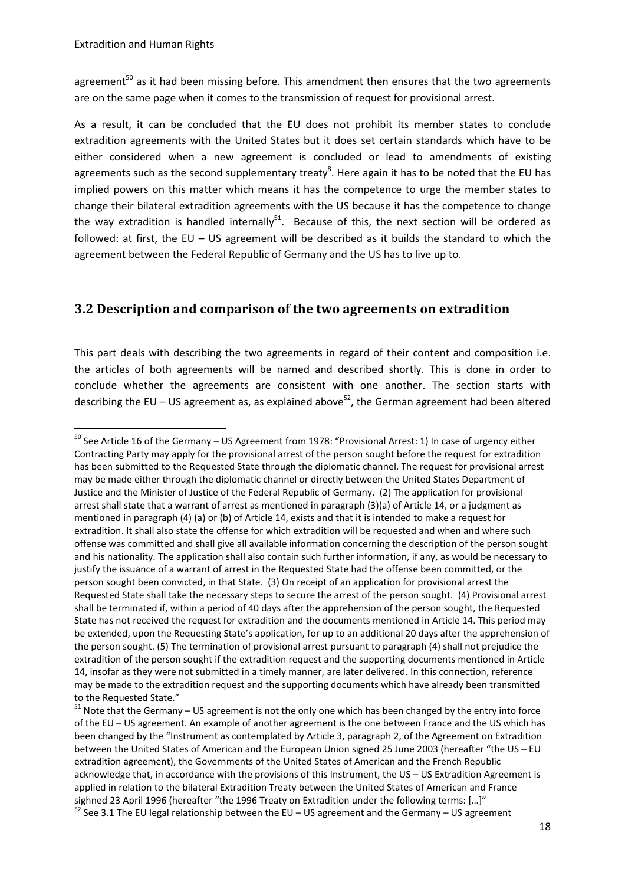agreement[50] as it had been missing before. This amendment then ensures that the two agreements are on the same page when it comes to the transmission of request for provisional arrest.

As a result, it can be concluded that the EU does not prohibit its member states to conclude extradition agreements with the United States but it does set certain standards which have to be either considered when a new agreement is concluded or lead to amendments of existing agreements such as the second supplementary treaty[8]. Here again it has to be noted that the EU has implied powers on this matter which means it has the competence to urge the member states to change their bilateral extradition agreements with the US because it has the competence to change the way extradition is handled internally[51]. Because of this, the next section will be ordered as followed: at first, the EU – US agreement will be described as it builds the standard to which the agreement between the Federal Republic of Germany and the US has to live up to.

## 3.2 Description and comparison of the two agreements on extradition

This part deals with describing the two agreements in regard of their content and composition i.e. the articles of both agreements will be named and described shortly. This is done in order to conclude whether the agreements are consistent with one another. The section starts with describing the EU – US agreement as, as explained above[52], the German agreement had been altered

---

[50] See Article 16 of the Germany – US Agreement from 1978: "Provisional Arrest: 1) In case of urgency either Contracting Party may apply for the provisional arrest of the person sought before the request for extradition has been submitted to the Requested State through the diplomatic channel. The request for provisional arrest may be made either through the diplomatic channel or directly between the United States Department of Justice and the Minister of Justice of the Federal Republic of Germany. (2) The application for provisional arrest shall state that a warrant of arrest as mentioned in paragraph (3)(a) of Article 14, or a judgment as mentioned in paragraph (4) (a) or (b) of Article 14, exists and that it is intended to make a request for extradition. It shall also state the offense for which extradition will be requested and when and where such offense was committed and shall give all available information concerning the description of the person sought and his nationality. The application shall also contain such further information, if any, as would be necessary to justify the issuance of a warrant of arrest in the Requested State had the offense been committed, or the person sought been convicted, in that State. (3) On receipt of an application for provisional arrest the Requested State shall take the necessary steps to secure the arrest of the person sought. (4) Provisional arrest shall be terminated if, within a period of 40 days after the apprehension of the person sought, the Requested State has not received the request for extradition and the documents mentioned in Article 14. This period may be extended, upon the Requesting State's application, for up to an additional 20 days after the apprehension of the person sought. (5) The termination of provisional arrest pursuant to paragraph (4) shall not prejudice the extradition of the person sought if the extradition request and the supporting documents mentioned in Article 14, insofar as they were not submitted in a timely manner, are later delivered. In this connection, reference may be made to the extradition request and the supporting documents which have already been transmitted to the Requested State."

[51] Note that the Germany – US agreement is not the only one which has been changed by the entry into force of the EU – US agreement. An example of another agreement is the one between France and the US which has been changed by the "Instrument as contemplated by Article 3, paragraph 2, of the Agreement on Extradition between the United States of American and the European Union signed 25 June 2003 (hereafter "the US – EU extradition agreement), the Governments of the United States of American and the French Republic acknowledge that, in accordance with the provisions of this Instrument, the US – US Extradition Agreement is applied in relation to the bilateral Extradition Treaty between the United States of American and France sighned 23 April 1996 (hereafter "the 1996 Treaty on Extradition under the following terms: […]"

[52] See 3.1 The EU legal relationship between the EU – US agreement and the Germany – US agreement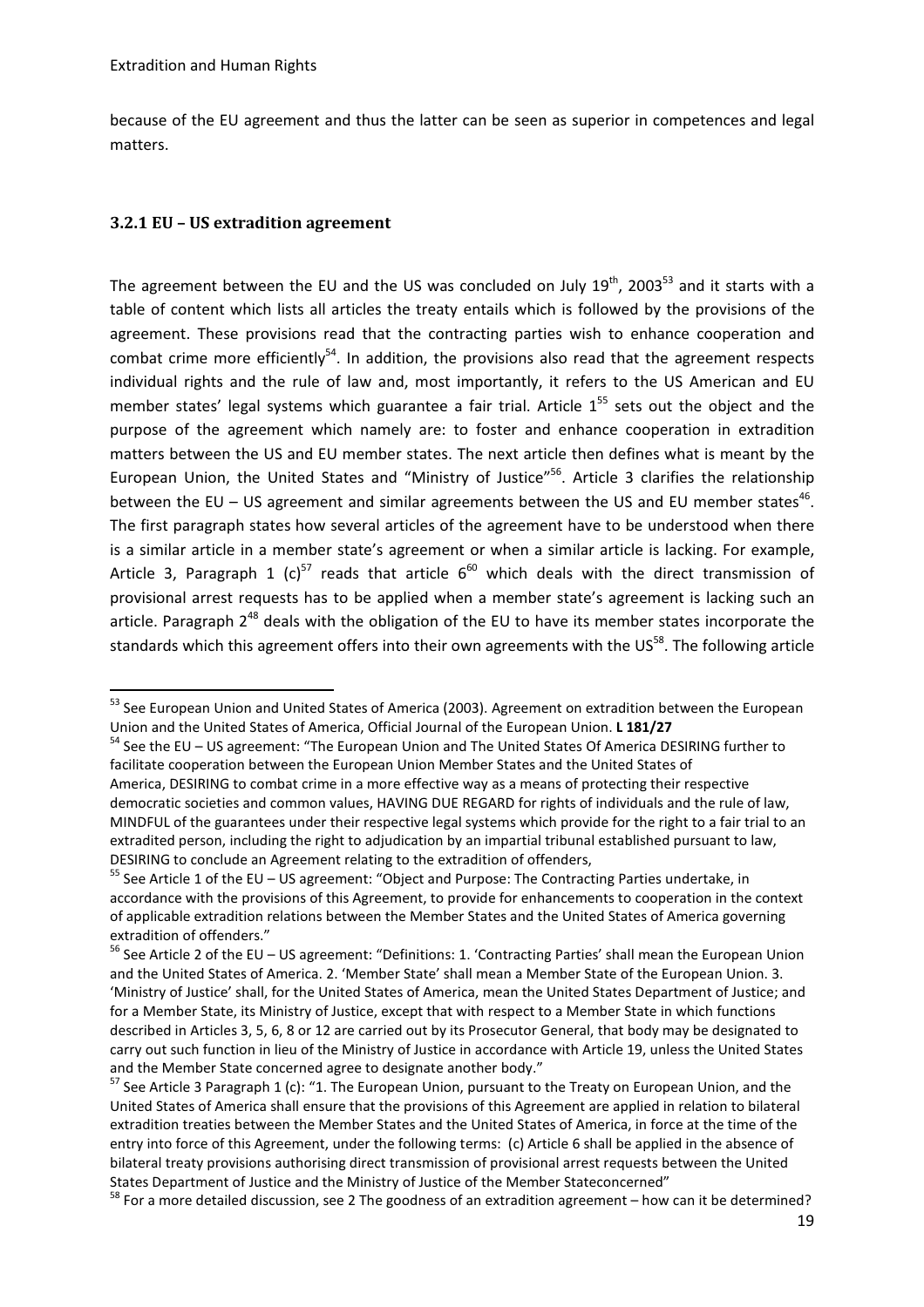because of the EU agreement and thus the latter can be seen as superior in competences and legal matters.

### 3.2.1 EU – US extradition agreement

The agreement between the EU and the US was concluded on July 19th, 2003[53] and it starts with a table of content which lists all articles the treaty entails which is followed by the provisions of the agreement. These provisions read that the contracting parties wish to enhance cooperation and combat crime more efficiently[54]. In addition, the provisions also read that the agreement respects individual rights and the rule of law and, most importantly, it refers to the US American and EU member states' legal systems which guarantee a fair trial. Article 1[55] sets out the object and the purpose of the agreement which namely are: to foster and enhance cooperation in extradition matters between the US and EU member states. The next article then defines what is meant by the European Union, the United States and "Ministry of Justice"[56]. Article 3 clarifies the relationship between the EU – US agreement and similar agreements between the US and EU member states[46]. The first paragraph states how several articles of the agreement have to be understood when there is a similar article in a member state's agreement or when a similar article is lacking. For example, Article 3, Paragraph 1 (c)[57] reads that article 6[60] which deals with the direct transmission of provisional arrest requests has to be applied when a member state's agreement is lacking such an article. Paragraph 2[48] deals with the obligation of the EU to have its member states incorporate the standards which this agreement offers into their own agreements with the US[58]. The following article

---

[53] See European Union and United States of America (2003). Agreement on extradition between the European Union and the United States of America, Official Journal of the European Union. **L 181/27**

[54] See the EU – US agreement: "The European Union and The United States Of America DESIRING further to facilitate cooperation between the European Union Member States and the United States of America, DESIRING to combat crime in a more effective way as a means of protecting their respective democratic societies and common values, HAVING DUE REGARD for rights of individuals and the rule of law, MINDFUL of the guarantees under their respective legal systems which provide for the right to a fair trial to an extradited person, including the right to adjudication by an impartial tribunal established pursuant to law, DESIRING to conclude an Agreement relating to the extradition of offenders,

[55] See Article 1 of the EU – US agreement: "Object and Purpose: The Contracting Parties undertake, in accordance with the provisions of this Agreement, to provide for enhancements to cooperation in the context of applicable extradition relations between the Member States and the United States of America governing extradition of offenders."

[56] See Article 2 of the EU – US agreement: "Definitions: 1. 'Contracting Parties' shall mean the European Union and the United States of America. 2. 'Member State' shall mean a Member State of the European Union. 3. 'Ministry of Justice' shall, for the United States of America, mean the United States Department of Justice; and for a Member State, its Ministry of Justice, except that with respect to a Member State in which functions described in Articles 3, 5, 6, 8 or 12 are carried out by its Prosecutor General, that body may be designated to carry out such function in lieu of the Ministry of Justice in accordance with Article 19, unless the United States and the Member State concerned agree to designate another body."

[57] See Article 3 Paragraph 1 (c): "1. The European Union, pursuant to the Treaty on European Union, and the United States of America shall ensure that the provisions of this Agreement are applied in relation to bilateral extradition treaties between the Member States and the United States of America, in force at the time of the entry into force of this Agreement, under the following terms: (c) Article 6 shall be applied in the absence of bilateral treaty provisions authorising direct transmission of provisional arrest requests between the United States Department of Justice and the Ministry of Justice of the Member Stateconcerned"

[58] For a more detailed discussion, see 2 The goodness of an extradition agreement – how can it be determined?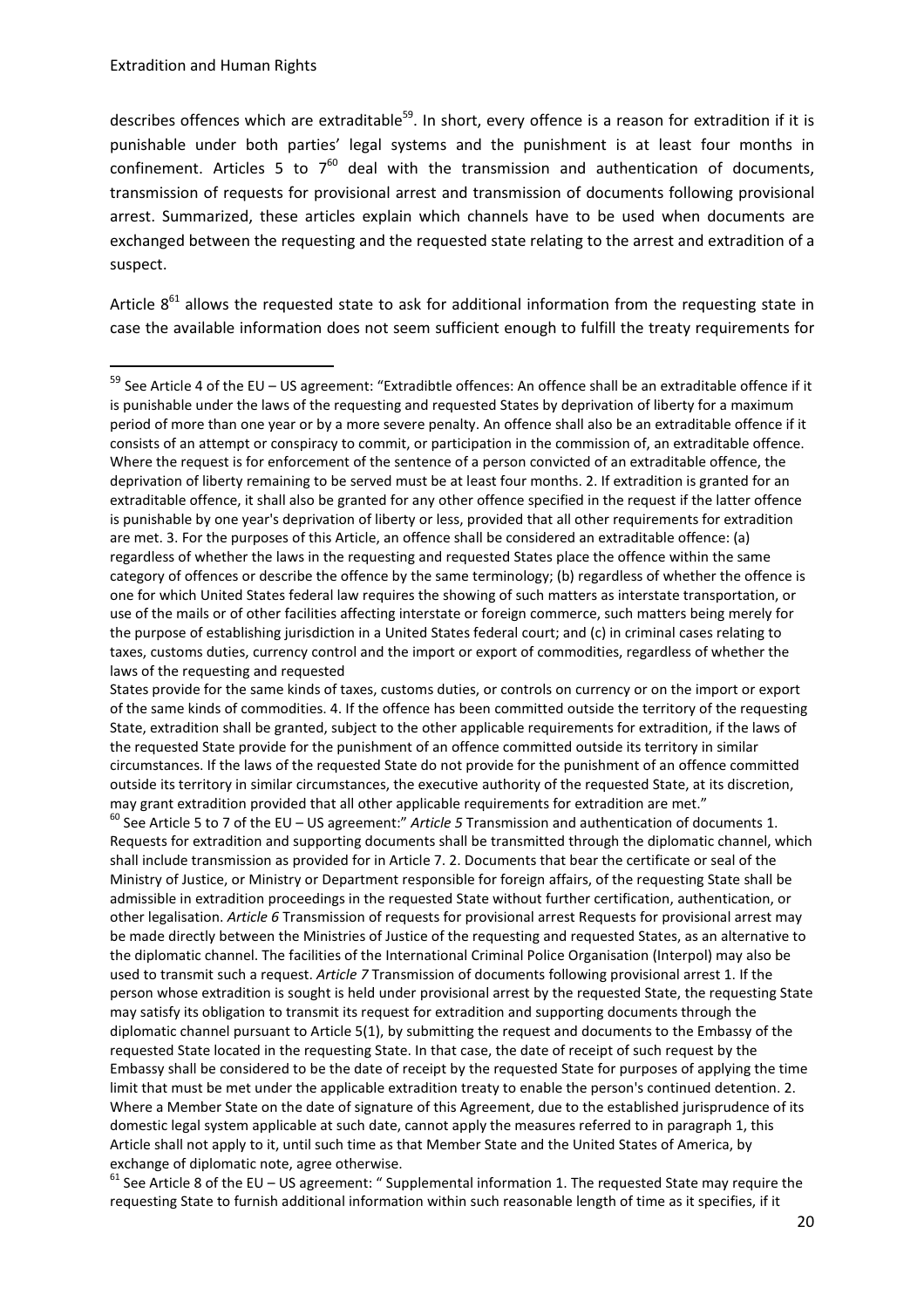describes offences which are extraditable[59]. In short, every offence is a reason for extradition if it is punishable under both parties' legal systems and the punishment is at least four months in confinement. Articles 5 to 7[60] deal with the transmission and authentication of documents, transmission of requests for provisional arrest and transmission of documents following provisional arrest. Summarized, these articles explain which channels have to be used when documents are exchanged between the requesting and the requested state relating to the arrest and extradition of a suspect.

Article 8[61] allows the requested state to ask for additional information from the requesting state in case the available information does not seem sufficient enough to fulfill the treaty requirements for

---

[59] See Article 4 of the EU – US agreement: "Extradibtle offences: An offence shall be an extraditable offence if it is punishable under the laws of the requesting and requested States by deprivation of liberty for a maximum period of more than one year or by a more severe penalty. An offence shall also be an extraditable offence if it consists of an attempt or conspiracy to commit, or participation in the commission of, an extraditable offence. Where the request is for enforcement of the sentence of a person convicted of an extraditable offence, the deprivation of liberty remaining to be served must be at least four months. 2. If extradition is granted for an extraditable offence, it shall also be granted for any other offence specified in the request if the latter offence is punishable by one year's deprivation of liberty or less, provided that all other requirements for extradition are met. 3. For the purposes of this Article, an offence shall be considered an extraditable offence: (a) regardless of whether the laws in the requesting and requested States place the offence within the same category of offences or describe the offence by the same terminology; (b) regardless of whether the offence is one for which United States federal law requires the showing of such matters as interstate transportation, or use of the mails or of other facilities affecting interstate or foreign commerce, such matters being merely for the purpose of establishing jurisdiction in a United States federal court; and (c) in criminal cases relating to taxes, customs duties, currency control and the import or export of commodities, regardless of whether the laws of the requesting and requested

States provide for the same kinds of taxes, customs duties, or controls on currency or on the import or export of the same kinds of commodities. 4. If the offence has been committed outside the territory of the requesting State, extradition shall be granted, subject to the other applicable requirements for extradition, if the laws of the requested State provide for the punishment of an offence committed outside its territory in similar circumstances. If the laws of the requested State do not provide for the punishment of an offence committed outside its territory in similar circumstances, the executive authority of the requested State, at its discretion, may grant extradition provided that all other applicable requirements for extradition are met."

[60] See Article 5 to 7 of the EU – US agreement:" *Article 5* Transmission and authentication of documents 1. Requests for extradition and supporting documents shall be transmitted through the diplomatic channel, which shall include transmission as provided for in Article 7. 2. Documents that bear the certificate or seal of the Ministry of Justice, or Ministry or Department responsible for foreign affairs, of the requesting State shall be admissible in extradition proceedings in the requested State without further certification, authentication, or other legalisation. *Article 6* Transmission of requests for provisional arrest Requests for provisional arrest may be made directly between the Ministries of Justice of the requesting and requested States, as an alternative to the diplomatic channel. The facilities of the International Criminal Police Organisation (Interpol) may also be used to transmit such a request. *Article 7* Transmission of documents following provisional arrest 1. If the person whose extradition is sought is held under provisional arrest by the requested State, the requesting State may satisfy its obligation to transmit its request for extradition and supporting documents through the diplomatic channel pursuant to Article 5(1), by submitting the request and documents to the Embassy of the requested State located in the requesting State. In that case, the date of receipt of such request by the Embassy shall be considered to be the date of receipt by the requested State for purposes of applying the time limit that must be met under the applicable extradition treaty to enable the person's continued detention. 2. Where a Member State on the date of signature of this Agreement, due to the established jurisprudence of its domestic legal system applicable at such date, cannot apply the measures referred to in paragraph 1, this Article shall not apply to it, until such time as that Member State and the United States of America, by exchange of diplomatic note, agree otherwise.

[61] See Article 8 of the EU – US agreement: " Supplemental information 1. The requested State may require the requesting State to furnish additional information within such reasonable length of time as it specifies, if it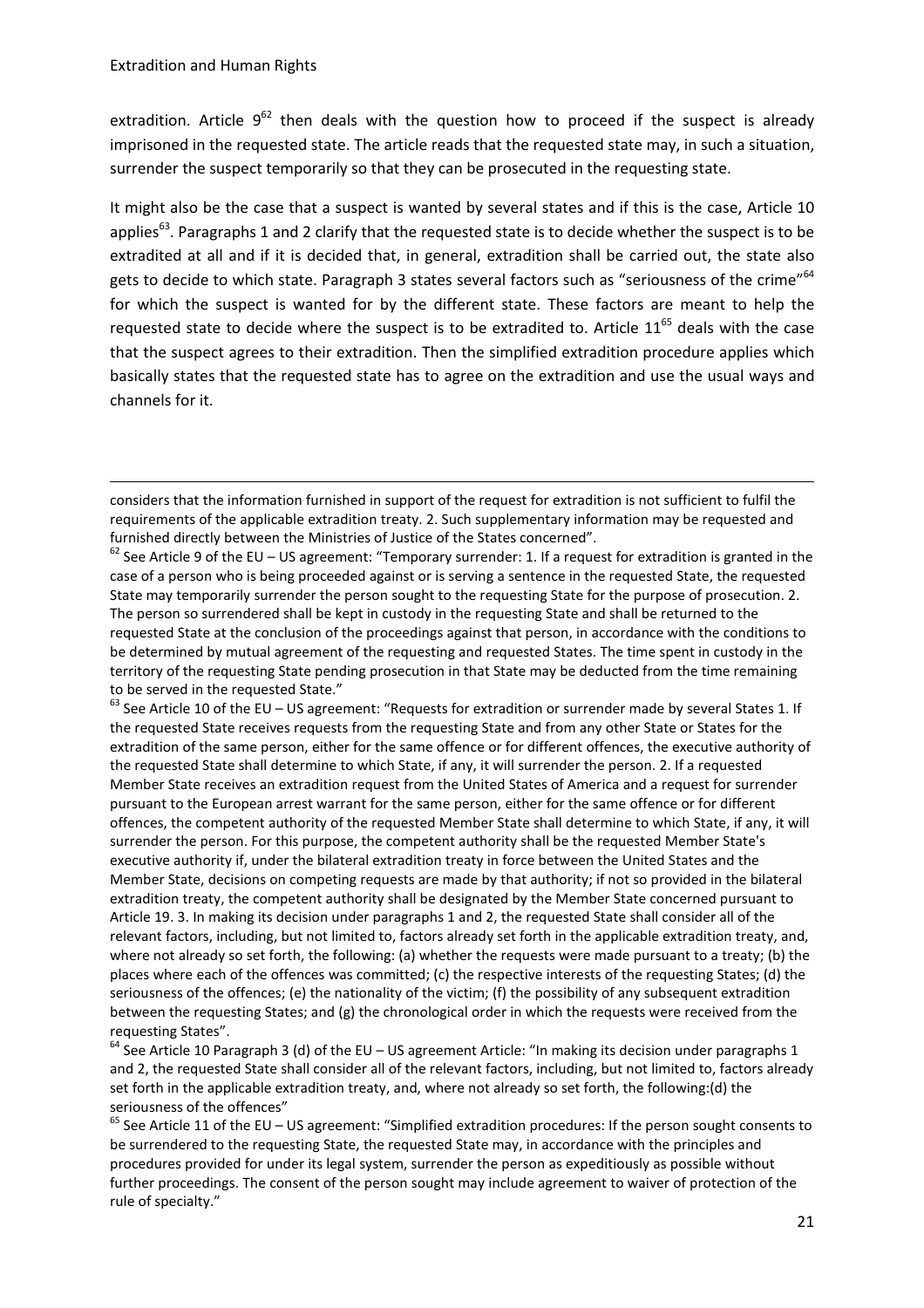extradition. Article 9[62] then deals with the question how to proceed if the suspect is already imprisoned in the requested state. The article reads that the requested state may, in such a situation, surrender the suspect temporarily so that they can be prosecuted in the requesting state.

It might also be the case that a suspect is wanted by several states and if this is the case, Article 10 applies[63]. Paragraphs 1 and 2 clarify that the requested state is to decide whether the suspect is to be extradited at all and if it is decided that, in general, extradition shall be carried out, the state also gets to decide to which state. Paragraph 3 states several factors such as "seriousness of the crime"[64] for which the suspect is wanted for by the different state. These factors are meant to help the requested state to decide where the suspect is to be extradited to. Article 11[65] deals with the case that the suspect agrees to their extradition. Then the simplified extradition procedure applies which basically states that the requested state has to agree on the extradition and use the usual ways and channels for it.

---

considers that the information furnished in support of the request for extradition is not sufficient to fulfil the requirements of the applicable extradition treaty. 2. Such supplementary information may be requested and furnished directly between the Ministries of Justice of the States concerned".

[62] See Article 9 of the EU – US agreement: "Temporary surrender: 1. If a request for extradition is granted in the case of a person who is being proceeded against or is serving a sentence in the requested State, the requested State may temporarily surrender the person sought to the requesting State for the purpose of prosecution. 2. The person so surrendered shall be kept in custody in the requesting State and shall be returned to the requested State at the conclusion of the proceedings against that person, in accordance with the conditions to be determined by mutual agreement of the requesting and requested States. The time spent in custody in the territory of the requesting State pending prosecution in that State may be deducted from the time remaining to be served in the requested State."

[63] See Article 10 of the EU – US agreement: "Requests for extradition or surrender made by several States 1. If the requested State receives requests from the requesting State and from any other State or States for the extradition of the same person, either for the same offence or for different offences, the executive authority of the requested State shall determine to which State, if any, it will surrender the person. 2. If a requested Member State receives an extradition request from the United States of America and a request for surrender pursuant to the European arrest warrant for the same person, either for the same offence or for different offences, the competent authority of the requested Member State shall determine to which State, if any, it will surrender the person. For this purpose, the competent authority shall be the requested Member State's executive authority if, under the bilateral extradition treaty in force between the United States and the Member State, decisions on competing requests are made by that authority; if not so provided in the bilateral extradition treaty, the competent authority shall be designated by the Member State concerned pursuant to Article 19. 3. In making its decision under paragraphs 1 and 2, the requested State shall consider all of the relevant factors, including, but not limited to, factors already set forth in the applicable extradition treaty, and, where not already so set forth, the following: (a) whether the requests were made pursuant to a treaty; (b) the places where each of the offences was committed; (c) the respective interests of the requesting States; (d) the seriousness of the offences; (e) the nationality of the victim; (f) the possibility of any subsequent extradition between the requesting States; and (g) the chronological order in which the requests were received from the requesting States".

[64] See Article 10 Paragraph 3 (d) of the EU – US agreement Article: "In making its decision under paragraphs 1 and 2, the requested State shall consider all of the relevant factors, including, but not limited to, factors already set forth in the applicable extradition treaty, and, where not already so set forth, the following:(d) the seriousness of the offences"

[65] See Article 11 of the EU – US agreement: "Simplified extradition procedures: If the person sought consents to be surrendered to the requesting State, the requested State may, in accordance with the principles and procedures provided for under its legal system, surrender the person as expeditiously as possible without further proceedings. The consent of the person sought may include agreement to waiver of protection of the rule of specialty."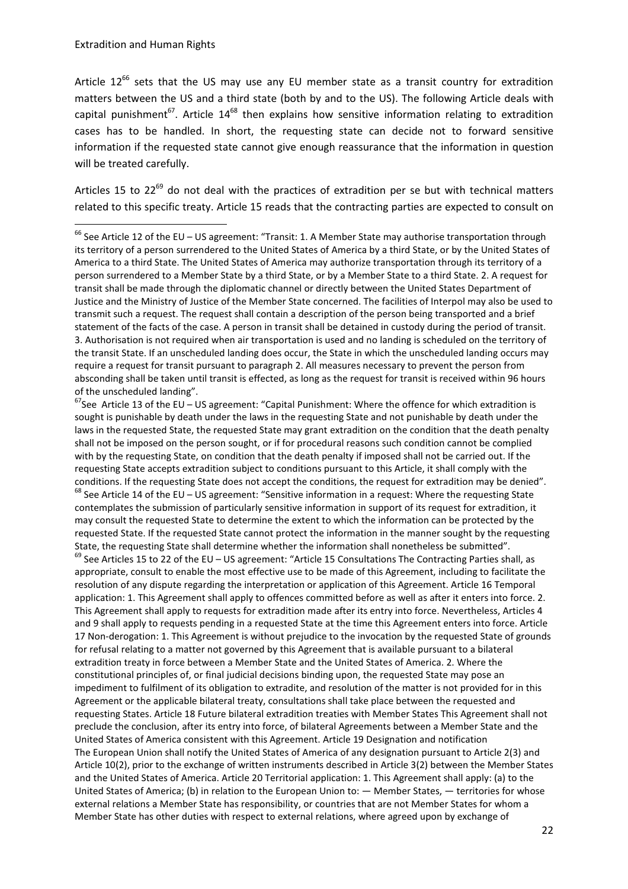Article 12[66] sets that the US may use any EU member state as a transit country for extradition matters between the US and a third state (both by and to the US). The following Article deals with capital punishment[67]. Article 14[68] then explains how sensitive information relating to extradition cases has to be handled. In short, the requesting state can decide not to forward sensitive information if the requested state cannot give enough reassurance that the information in question will be treated carefully.

Articles 15 to 22[69] do not deal with the practices of extradition per se but with technical matters related to this specific treaty. Article 15 reads that the contracting parties are expected to consult on

---

[66] See Article 12 of the EU – US agreement: "Transit: 1. A Member State may authorise transportation through its territory of a person surrendered to the United States of America by a third State, or by the United States of America to a third State. The United States of America may authorize transportation through its territory of a person surrendered to a Member State by a third State, or by a Member State to a third State. 2. A request for transit shall be made through the diplomatic channel or directly between the United States Department of Justice and the Ministry of Justice of the Member State concerned. The facilities of Interpol may also be used to transmit such a request. The request shall contain a description of the person being transported and a brief statement of the facts of the case. A person in transit shall be detained in custody during the period of transit. 3. Authorisation is not required when air transportation is used and no landing is scheduled on the territory of the transit State. If an unscheduled landing does occur, the State in which the unscheduled landing occurs may require a request for transit pursuant to paragraph 2. All measures necessary to prevent the person from absconding shall be taken until transit is effected, as long as the request for transit is received within 96 hours of the unscheduled landing".

[67] See Article 13 of the EU – US agreement: "Capital Punishment: Where the offence for which extradition is sought is punishable by death under the laws in the requesting State and not punishable by death under the laws in the requested State, the requested State may grant extradition on the condition that the death penalty shall not be imposed on the person sought, or if for procedural reasons such condition cannot be complied with by the requesting State, on condition that the death penalty if imposed shall not be carried out. If the requesting State accepts extradition subject to conditions pursuant to this Article, it shall comply with the conditions. If the requesting State does not accept the conditions, the request for extradition may be denied".

[68] See Article 14 of the EU – US agreement: "Sensitive information in a request: Where the requesting State contemplates the submission of particularly sensitive information in support of its request for extradition, it may consult the requested State to determine the extent to which the information can be protected by the requested State. If the requested State cannot protect the information in the manner sought by the requesting State, the requesting State shall determine whether the information shall nonetheless be submitted".

[69] See Articles 15 to 22 of the EU – US agreement: "Article 15 Consultations The Contracting Parties shall, as appropriate, consult to enable the most effective use to be made of this Agreement, including to facilitate the resolution of any dispute regarding the interpretation or application of this Agreement. Article 16 Temporal application: 1. This Agreement shall apply to offences committed before as well as after it enters into force. 2. This Agreement shall apply to requests for extradition made after its entry into force. Nevertheless, Articles 4 and 9 shall apply to requests pending in a requested State at the time this Agreement enters into force. Article 17 Non-derogation: 1. This Agreement is without prejudice to the invocation by the requested State of grounds for refusal relating to a matter not governed by this Agreement that is available pursuant to a bilateral extradition treaty in force between a Member State and the United States of America. 2. Where the constitutional principles of, or final judicial decisions binding upon, the requested State may pose an impediment to fulfilment of its obligation to extradite, and resolution of the matter is not provided for in this Agreement or the applicable bilateral treaty, consultations shall take place between the requested and requesting States. Article 18 Future bilateral extradition treaties with Member States This Agreement shall not preclude the conclusion, after its entry into force, of bilateral Agreements between a Member State and the United States of America consistent with this Agreement. Article 19 Designation and notification The European Union shall notify the United States of America of any designation pursuant to Article 2(3) and Article 10(2), prior to the exchange of written instruments described in Article 3(2) between the Member States and the United States of America. Article 20 Territorial application: 1. This Agreement shall apply: (a) to the United States of America; (b) in relation to the European Union to: — Member States, — territories for whose external relations a Member State has responsibility, or countries that are not Member States for whom a Member State has other duties with respect to external relations, where agreed upon by exchange of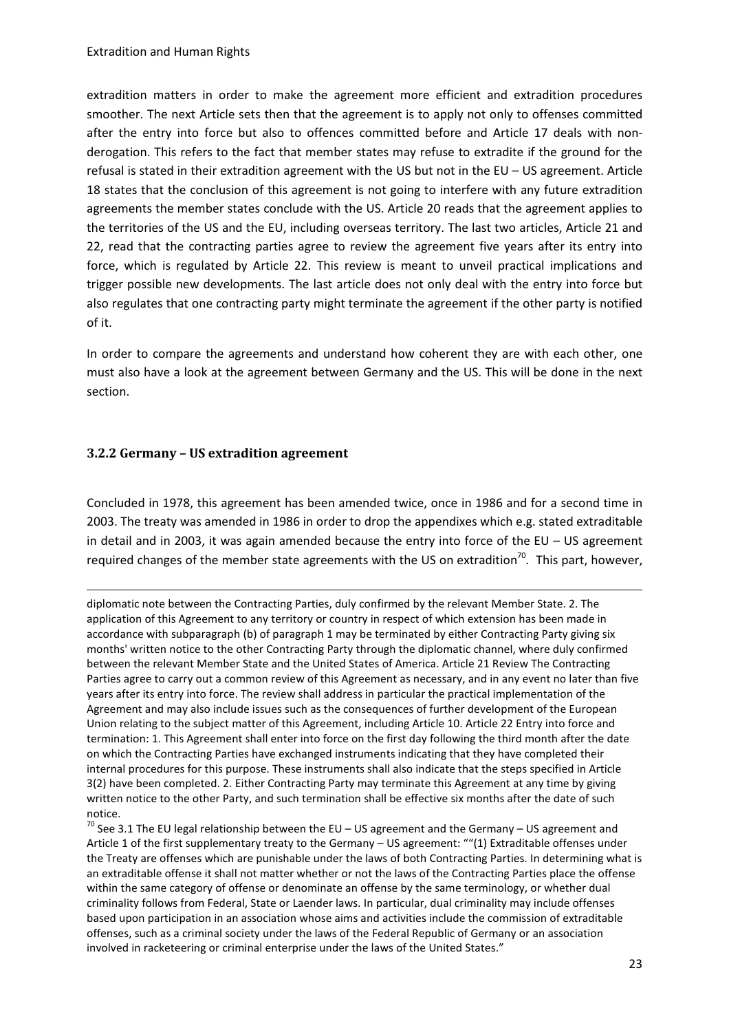extradition matters in order to make the agreement more efficient and extradition procedures smoother. The next Article sets then that the agreement is to apply not only to offenses committed after the entry into force but also to offences committed before and Article 17 deals with non-derogation. This refers to the fact that member states may refuse to extradite if the ground for the refusal is stated in their extradition agreement with the US but not in the EU – US agreement. Article 18 states that the conclusion of this agreement is not going to interfere with any future extradition agreements the member states conclude with the US. Article 20 reads that the agreement applies to the territories of the US and the EU, including overseas territory. The last two articles, Article 21 and 22, read that the contracting parties agree to review the agreement five years after its entry into force, which is regulated by Article 22. This review is meant to unveil practical implications and trigger possible new developments. The last article does not only deal with the entry into force but also regulates that one contracting party might terminate the agreement if the other party is notified of it.

In order to compare the agreements and understand how coherent they are with each other, one must also have a look at the agreement between Germany and the US. This will be done in the next section.

### 3.2.2 Germany – US extradition agreement

Concluded in 1978, this agreement has been amended twice, once in 1986 and for a second time in 2003. The treaty was amended in 1986 in order to drop the appendixes which e.g. stated extraditable in detail and in 2003, it was again amended because the entry into force of the EU – US agreement required changes of the member state agreements with the US on extradition[70]. This part, however,

---

diplomatic note between the Contracting Parties, duly confirmed by the relevant Member State. 2. The application of this Agreement to any territory or country in respect of which extension has been made in accordance with subparagraph (b) of paragraph 1 may be terminated by either Contracting Party giving six months' written notice to the other Contracting Party through the diplomatic channel, where duly confirmed between the relevant Member State and the United States of America. Article 21 Review The Contracting Parties agree to carry out a common review of this Agreement as necessary, and in any event no later than five years after its entry into force. The review shall address in particular the practical implementation of the Agreement and may also include issues such as the consequences of further development of the European Union relating to the subject matter of this Agreement, including Article 10. Article 22 Entry into force and termination: 1. This Agreement shall enter into force on the first day following the third month after the date on which the Contracting Parties have exchanged instruments indicating that they have completed their internal procedures for this purpose. These instruments shall also indicate that the steps specified in Article 3(2) have been completed. 2. Either Contracting Party may terminate this Agreement at any time by giving written notice to the other Party, and such termination shall be effective six months after the date of such notice.

[70] See 3.1 The EU legal relationship between the EU – US agreement and the Germany – US agreement and Article 1 of the first supplementary treaty to the Germany – US agreement: ""(1) Extraditable offenses under the Treaty are offenses which are punishable under the laws of both Contracting Parties. In determining what is an extraditable offense it shall not matter whether or not the laws of the Contracting Parties place the offense within the same category of offense or denominate an offense by the same terminology, or whether dual criminality follows from Federal, State or Laender laws. In particular, dual criminality may include offenses based upon participation in an association whose aims and activities include the commission of extraditable offenses, such as a criminal society under the laws of the Federal Republic of Germany or an association involved in racketeering or criminal enterprise under the laws of the United States."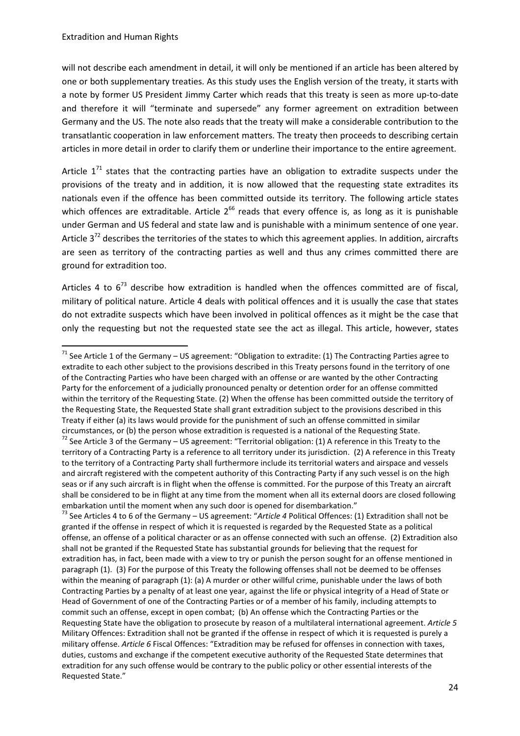will not describe each amendment in detail, it will only be mentioned if an article has been altered by one or both supplementary treaties. As this study uses the English version of the treaty, it starts with a note by former US President Jimmy Carter which reads that this treaty is seen as more up-to-date and therefore it will "terminate and supersede" any former agreement on extradition between Germany and the US. The note also reads that the treaty will make a considerable contribution to the transatlantic cooperation in law enforcement matters. The treaty then proceeds to describing certain articles in more detail in order to clarify them or underline their importance to the entire agreement.

Article 1[71] states that the contracting parties have an obligation to extradite suspects under the provisions of the treaty and in addition, it is now allowed that the requesting state extradites its nationals even if the offence has been committed outside its territory. The following article states which offences are extraditable. Article 2[66] reads that every offence is, as long as it is punishable under German and US federal and state law and is punishable with a minimum sentence of one year. Article 3[72] describes the territories of the states to which this agreement applies. In addition, aircrafts are seen as territory of the contracting parties as well and thus any crimes committed there are ground for extradition too.

Articles 4 to 6[73] describe how extradition is handled when the offences committed are of fiscal, military of political nature. Article 4 deals with political offences and it is usually the case that states do not extradite suspects which have been involved in political offences as it might be the case that only the requesting but not the requested state see the act as illegal. This article, however, states

---

[71] See Article 1 of the Germany – US agreement: "Obligation to extradite: (1) The Contracting Parties agree to extradite to each other subject to the provisions described in this Treaty persons found in the territory of one of the Contracting Parties who have been charged with an offense or are wanted by the other Contracting Party for the enforcement of a judicially pronounced penalty or detention order for an offense committed within the territory of the Requesting State. (2) When the offense has been committed outside the territory of the Requesting State, the Requested State shall grant extradition subject to the provisions described in this Treaty if either (a) its laws would provide for the punishment of such an offense committed in similar circumstances, or (b) the person whose extradition is requested is a national of the Requesting State.

[72] See Article 3 of the Germany – US agreement: "Territorial obligation: (1) A reference in this Treaty to the territory of a Contracting Party is a reference to all territory under its jurisdiction. (2) A reference in this Treaty to the territory of a Contracting Party shall furthermore include its territorial waters and airspace and vessels and aircraft registered with the competent authority of this Contracting Party if any such vessel is on the high seas or if any such aircraft is in flight when the offense is committed. For the purpose of this Treaty an aircraft shall be considered to be in flight at any time from the moment when all its external doors are closed following embarkation until the moment when any such door is opened for disembarkation."

[73] See Articles 4 to 6 of the Germany – US agreement: "*Article 4* Political Offences: (1) Extradition shall not be granted if the offense in respect of which it is requested is regarded by the Requested State as a political offense, an offense of a political character or as an offense connected with such an offense. (2) Extradition also shall not be granted if the Requested State has substantial grounds for believing that the request for extradition has, in fact, been made with a view to try or punish the person sought for an offense mentioned in paragraph (1). (3) For the purpose of this Treaty the following offenses shall not be deemed to be offenses within the meaning of paragraph (1): (a) A murder or other willful crime, punishable under the laws of both Contracting Parties by a penalty of at least one year, against the life or physical integrity of a Head of State or Head of Government of one of the Contracting Parties or of a member of his family, including attempts to commit such an offense, except in open combat; (b) An offense which the Contracting Parties or the Requesting State have the obligation to prosecute by reason of a multilateral international agreement. *Article 5* Military Offences: Extradition shall not be granted if the offense in respect of which it is requested is purely a military offense. *Article 6* Fiscal Offences: "Extradition may be refused for offenses in connection with taxes, duties, customs and exchange if the competent executive authority of the Requested State determines that extradition for any such offense would be contrary to the public policy or other essential interests of the Requested State."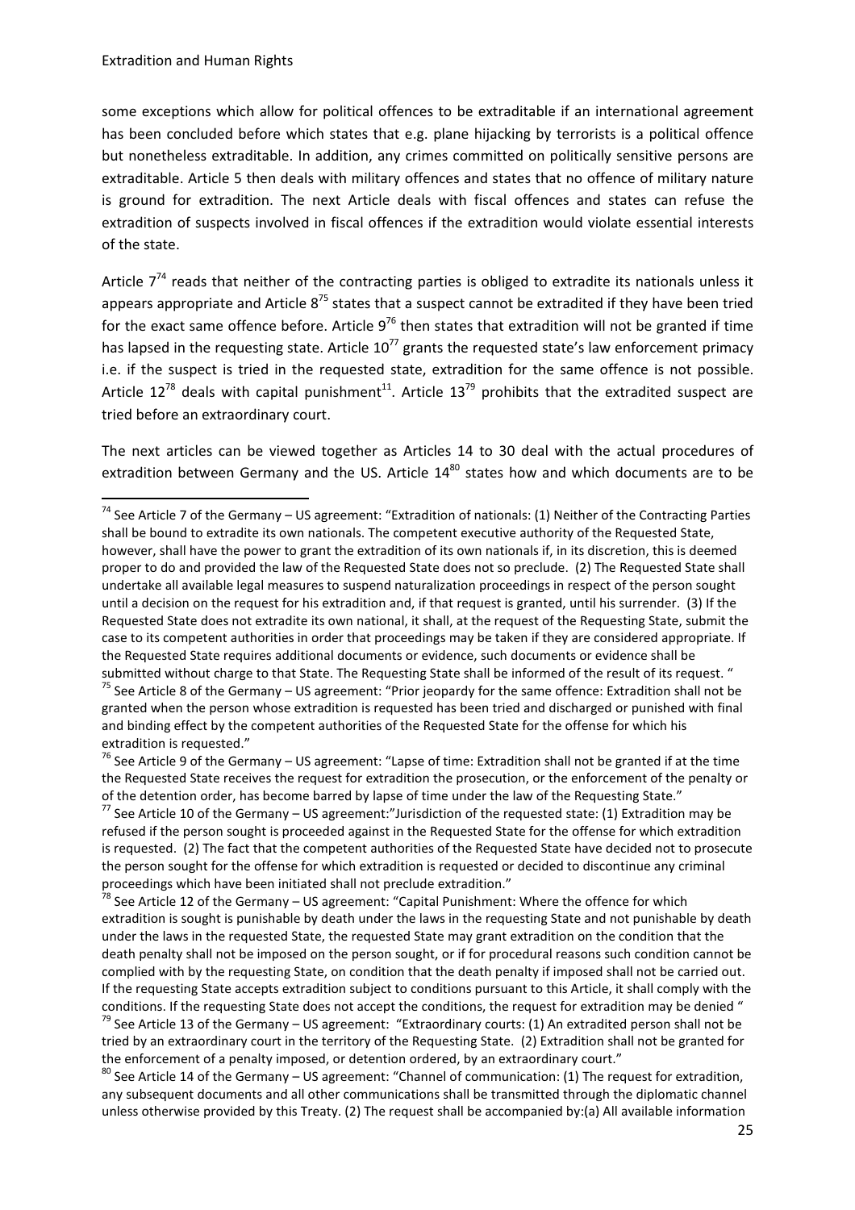some exceptions which allow for political offences to be extraditable if an international agreement has been concluded before which states that e.g. plane hijacking by terrorists is a political offence but nonetheless extraditable. In addition, any crimes committed on politically sensitive persons are extraditable. Article 5 then deals with military offences and states that no offence of military nature is ground for extradition. The next Article deals with fiscal offences and states can refuse the extradition of suspects involved in fiscal offences if the extradition would violate essential interests of the state.

Article 7[74] reads that neither of the contracting parties is obliged to extradite its nationals unless it appears appropriate and Article 8[75] states that a suspect cannot be extradited if they have been tried for the exact same offence before. Article 9[76] then states that extradition will not be granted if time has lapsed in the requesting state. Article 10[77] grants the requested state's law enforcement primacy i.e. if the suspect is tried in the requested state, extradition for the same offence is not possible. Article 12[78] deals with capital punishment[11]. Article 13[79] prohibits that the extradited suspect are tried before an extraordinary court.

The next articles can be viewed together as Articles 14 to 30 deal with the actual procedures of extradition between Germany and the US. Article 14[80] states how and which documents are to be

---

[74] See Article 7 of the Germany – US agreement: "Extradition of nationals: (1) Neither of the Contracting Parties shall be bound to extradite its own nationals. The competent executive authority of the Requested State, however, shall have the power to grant the extradition of its own nationals if, in its discretion, this is deemed proper to do and provided the law of the Requested State does not so preclude. (2) The Requested State shall undertake all available legal measures to suspend naturalization proceedings in respect of the person sought until a decision on the request for his extradition and, if that request is granted, until his surrender. (3) If the Requested State does not extradite its own national, it shall, at the request of the Requesting State, submit the case to its competent authorities in order that proceedings may be taken if they are considered appropriate. If the Requested State requires additional documents or evidence, such documents or evidence shall be submitted without charge to that State. The Requesting State shall be informed of the result of its request. "

[75] See Article 8 of the Germany – US agreement: "Prior jeopardy for the same offence: Extradition shall not be granted when the person whose extradition is requested has been tried and discharged or punished with final and binding effect by the competent authorities of the Requested State for the offense for which his extradition is requested."

[76] See Article 9 of the Germany – US agreement: "Lapse of time: Extradition shall not be granted if at the time the Requested State receives the request for extradition the prosecution, or the enforcement of the penalty or of the detention order, has become barred by lapse of time under the law of the Requesting State."

[77] See Article 10 of the Germany – US agreement:"Jurisdiction of the requested state: (1) Extradition may be refused if the person sought is proceeded against in the Requested State for the offense for which extradition is requested. (2) The fact that the competent authorities of the Requested State have decided not to prosecute the person sought for the offense for which extradition is requested or decided to discontinue any criminal proceedings which have been initiated shall not preclude extradition."

[78] See Article 12 of the Germany – US agreement: "Capital Punishment: Where the offence for which extradition is sought is punishable by death under the laws in the requesting State and not punishable by death under the laws in the requested State, the requested State may grant extradition on the condition that the death penalty shall not be imposed on the person sought, or if for procedural reasons such condition cannot be complied with by the requesting State, on condition that the death penalty if imposed shall not be carried out. If the requesting State accepts extradition subject to conditions pursuant to this Article, it shall comply with the conditions. If the requesting State does not accept the conditions, the request for extradition may be denied "

[79] See Article 13 of the Germany – US agreement: "Extraordinary courts: (1) An extradited person shall not be tried by an extraordinary court in the territory of the Requesting State. (2) Extradition shall not be granted for the enforcement of a penalty imposed, or detention ordered, by an extraordinary court."

[80] See Article 14 of the Germany – US agreement: "Channel of communication: (1) The request for extradition, any subsequent documents and all other communications shall be transmitted through the diplomatic channel unless otherwise provided by this Treaty. (2) The request shall be accompanied by:(a) All available information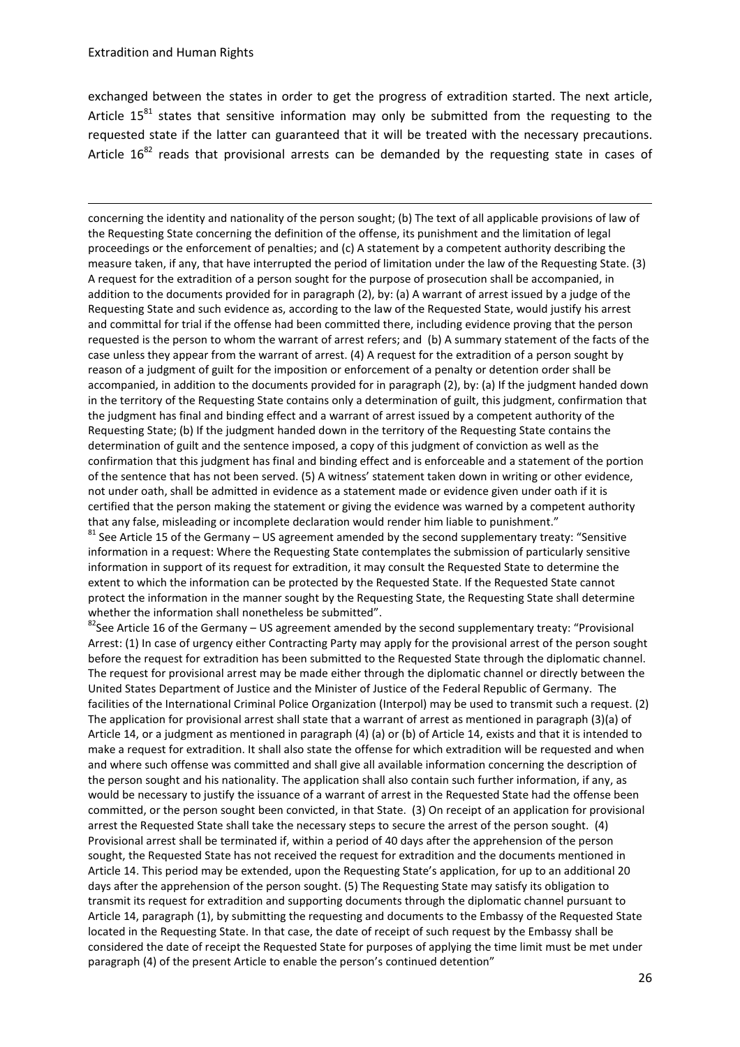exchanged between the states in order to get the progress of extradition started. The next article, Article 15[81] states that sensitive information may only be submitted from the requesting to the requested state if the latter can guaranteed that it will be treated with the necessary precautions. Article 16[82] reads that provisional arrests can be demanded by the requesting state in cases of

---

concerning the identity and nationality of the person sought; (b) The text of all applicable provisions of law of the Requesting State concerning the definition of the offense, its punishment and the limitation of legal proceedings or the enforcement of penalties; and (c) A statement by a competent authority describing the measure taken, if any, that have interrupted the period of limitation under the law of the Requesting State. (3) A request for the extradition of a person sought for the purpose of prosecution shall be accompanied, in addition to the documents provided for in paragraph (2), by: (a) A warrant of arrest issued by a judge of the Requesting State and such evidence as, according to the law of the Requested State, would justify his arrest and committal for trial if the offense had been committed there, including evidence proving that the person requested is the person to whom the warrant of arrest refers; and (b) A summary statement of the facts of the case unless they appear from the warrant of arrest. (4) A request for the extradition of a person sought by reason of a judgment of guilt for the imposition or enforcement of a penalty or detention order shall be accompanied, in addition to the documents provided for in paragraph (2), by: (a) If the judgment handed down in the territory of the Requesting State contains only a determination of guilt, this judgment, confirmation that the judgment has final and binding effect and a warrant of arrest issued by a competent authority of the Requesting State; (b) If the judgment handed down in the territory of the Requesting State contains the determination of guilt and the sentence imposed, a copy of this judgment of conviction as well as the confirmation that this judgment has final and binding effect and is enforceable and a statement of the portion of the sentence that has not been served. (5) A witness' statement taken down in writing or other evidence, not under oath, shall be admitted in evidence as a statement made or evidence given under oath if it is certified that the person making the statement or giving the evidence was warned by a competent authority that any false, misleading or incomplete declaration would render him liable to punishment."

[81] See Article 15 of the Germany – US agreement amended by the second supplementary treaty: "Sensitive information in a request: Where the Requesting State contemplates the submission of particularly sensitive information in support of its request for extradition, it may consult the Requested State to determine the extent to which the information can be protected by the Requested State. If the Requested State cannot protect the information in the manner sought by the Requesting State, the Requesting State shall determine whether the information shall nonetheless be submitted".

[82] See Article 16 of the Germany – US agreement amended by the second supplementary treaty: "Provisional Arrest: (1) In case of urgency either Contracting Party may apply for the provisional arrest of the person sought before the request for extradition has been submitted to the Requested State through the diplomatic channel. The request for provisional arrest may be made either through the diplomatic channel or directly between the United States Department of Justice and the Minister of Justice of the Federal Republic of Germany. The facilities of the International Criminal Police Organization (Interpol) may be used to transmit such a request. (2) The application for provisional arrest shall state that a warrant of arrest as mentioned in paragraph (3)(a) of Article 14, or a judgment as mentioned in paragraph (4) (a) or (b) of Article 14, exists and that it is intended to make a request for extradition. It shall also state the offense for which extradition will be requested and when and where such offense was committed and shall give all available information concerning the description of the person sought and his nationality. The application shall also contain such further information, if any, as would be necessary to justify the issuance of a warrant of arrest in the Requested State had the offense been committed, or the person sought been convicted, in that State. (3) On receipt of an application for provisional arrest the Requested State shall take the necessary steps to secure the arrest of the person sought. (4) Provisional arrest shall be terminated if, within a period of 40 days after the apprehension of the person sought, the Requested State has not received the request for extradition and the documents mentioned in Article 14. This period may be extended, upon the Requesting State's application, for up to an additional 20 days after the apprehension of the person sought. (5) The Requesting State may satisfy its obligation to transmit its request for extradition and supporting documents through the diplomatic channel pursuant to Article 14, paragraph (1), by submitting the requesting and documents to the Embassy of the Requested State located in the Requesting State. In that case, the date of receipt of such request by the Embassy shall be considered the date of receipt the Requested State for purposes of applying the time limit must be met under paragraph (4) of the present Article to enable the person's continued detention"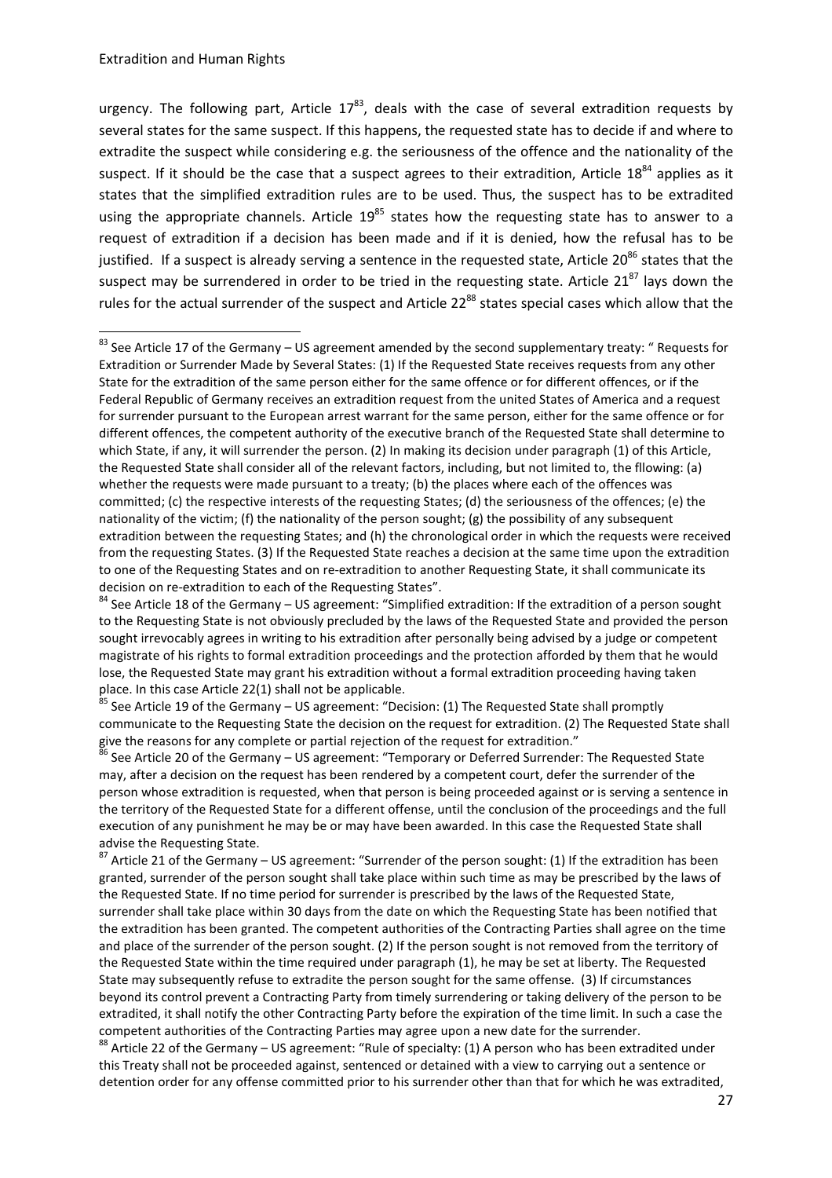urgency. The following part, Article 17[83], deals with the case of several extradition requests by several states for the same suspect. If this happens, the requested state has to decide if and where to extradite the suspect while considering e.g. the seriousness of the offence and the nationality of the suspect. If it should be the case that a suspect agrees to their extradition, Article 18[84] applies as it states that the simplified extradition rules are to be used. Thus, the suspect has to be extradited using the appropriate channels. Article 19[85] states how the requesting state has to answer to a request of extradition if a decision has been made and if it is denied, how the refusal has to be justified. If a suspect is already serving a sentence in the requested state, Article 20[86] states that the suspect may be surrendered in order to be tried in the requesting state. Article 21[87] lays down the rules for the actual surrender of the suspect and Article 22[88] states special cases which allow that the

---

[83] See Article 17 of the Germany – US agreement amended by the second supplementary treaty: " Requests for Extradition or Surrender Made by Several States: (1) If the Requested State receives requests from any other State for the extradition of the same person either for the same offence or for different offences, or if the Federal Republic of Germany receives an extradition request from the united States of America and a request for surrender pursuant to the European arrest warrant for the same person, either for the same offence or for different offences, the competent authority of the executive branch of the Requested State shall determine to which State, if any, it will surrender the person. (2) In making its decision under paragraph (1) of this Article, the Requested State shall consider all of the relevant factors, including, but not limited to, the fllowing: (a) whether the requests were made pursuant to a treaty; (b) the places where each of the offences was committed; (c) the respective interests of the requesting States; (d) the seriousness of the offences; (e) the nationality of the victim; (f) the nationality of the person sought; (g) the possibility of any subsequent extradition between the requesting States; and (h) the chronological order in which the requests were received from the requesting States. (3) If the Requested State reaches a decision at the same time upon the extradition to one of the Requesting States and on re-extradition to another Requesting State, it shall communicate its decision on re-extradition to each of the Requesting States".

[84] See Article 18 of the Germany – US agreement: "Simplified extradition: If the extradition of a person sought to the Requesting State is not obviously precluded by the laws of the Requested State and provided the person sought irrevocably agrees in writing to his extradition after personally being advised by a judge or competent magistrate of his rights to formal extradition proceedings and the protection afforded by them that he would lose, the Requested State may grant his extradition without a formal extradition proceeding having taken place. In this case Article 22(1) shall not be applicable.

[85] See Article 19 of the Germany – US agreement: "Decision: (1) The Requested State shall promptly communicate to the Requesting State the decision on the request for extradition. (2) The Requested State shall give the reasons for any complete or partial rejection of the request for extradition."

[86] See Article 20 of the Germany – US agreement: "Temporary or Deferred Surrender: The Requested State may, after a decision on the request has been rendered by a competent court, defer the surrender of the person whose extradition is requested, when that person is being proceeded against or is serving a sentence in the territory of the Requested State for a different offense, until the conclusion of the proceedings and the full execution of any punishment he may be or may have been awarded. In this case the Requested State shall advise the Requesting State.

[87] Article 21 of the Germany – US agreement: "Surrender of the person sought: (1) If the extradition has been granted, surrender of the person sought shall take place within such time as may be prescribed by the laws of the Requested State. If no time period for surrender is prescribed by the laws of the Requested State, surrender shall take place within 30 days from the date on which the Requesting State has been notified that the extradition has been granted. The competent authorities of the Contracting Parties shall agree on the time and place of the surrender of the person sought. (2) If the person sought is not removed from the territory of the Requested State within the time required under paragraph (1), he may be set at liberty. The Requested State may subsequently refuse to extradite the person sought for the same offense. (3) If circumstances beyond its control prevent a Contracting Party from timely surrendering or taking delivery of the person to be extradited, it shall notify the other Contracting Party before the expiration of the time limit. In such a case the competent authorities of the Contracting Parties may agree upon a new date for the surrender.

[88] Article 22 of the Germany – US agreement: "Rule of specialty: (1) A person who has been extradited under this Treaty shall not be proceeded against, sentenced or detained with a view to carrying out a sentence or detention order for any offense committed prior to his surrender other than that for which he was extradited,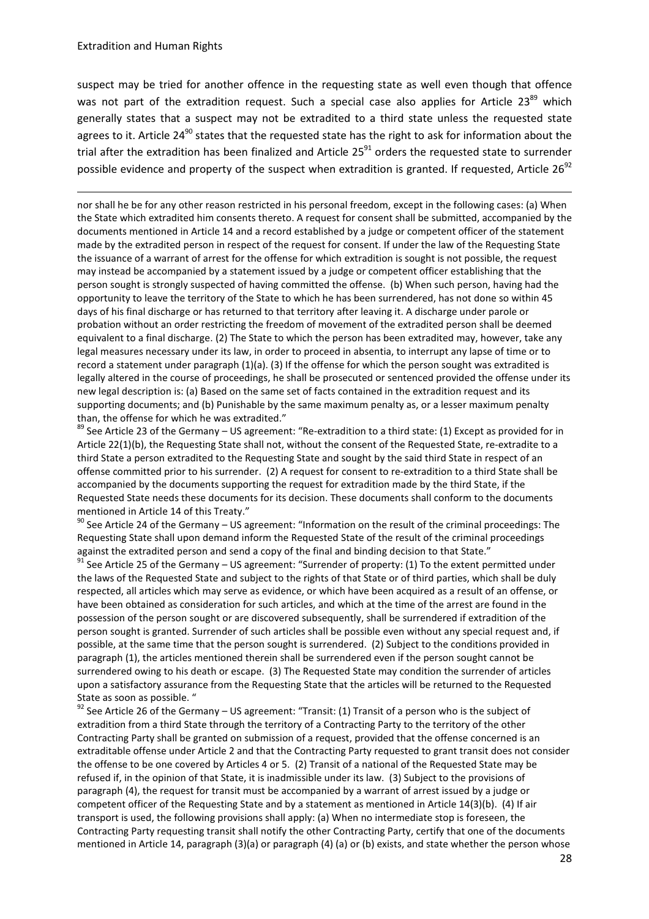suspect may be tried for another offence in the requesting state as well even though that offence was not part of the extradition request. Such a special case also applies for Article 23[89] which generally states that a suspect may not be extradited to a third state unless the requested state agrees to it. Article 24[90] states that the requested state has the right to ask for information about the trial after the extradition has been finalized and Article 25[91] orders the requested state to surrender possible evidence and property of the suspect when extradition is granted. If requested, Article 26[92]

---

nor shall he be for any other reason restricted in his personal freedom, except in the following cases: (a) When the State which extradited him consents thereto. A request for consent shall be submitted, accompanied by the documents mentioned in Article 14 and a record established by a judge or competent officer of the statement made by the extradited person in respect of the request for consent. If under the law of the Requesting State the issuance of a warrant of arrest for the offense for which extradition is sought is not possible, the request may instead be accompanied by a statement issued by a judge or competent officer establishing that the person sought is strongly suspected of having committed the offense. (b) When such person, having had the opportunity to leave the territory of the State to which he has been surrendered, has not done so within 45 days of his final discharge or has returned to that territory after leaving it. A discharge under parole or probation without an order restricting the freedom of movement of the extradited person shall be deemed equivalent to a final discharge. (2) The State to which the person has been extradited may, however, take any legal measures necessary under its law, in order to proceed in absentia, to interrupt any lapse of time or to record a statement under paragraph (1)(a). (3) If the offense for which the person sought was extradited is legally altered in the course of proceedings, he shall be prosecuted or sentenced provided the offense under its new legal description is: (a) Based on the same set of facts contained in the extradition request and its supporting documents; and (b) Punishable by the same maximum penalty as, or a lesser maximum penalty than, the offense for which he was extradited."

[89] See Article 23 of the Germany – US agreement: "Re-extradition to a third state: (1) Except as provided for in Article 22(1)(b), the Requesting State shall not, without the consent of the Requested State, re-extradite to a third State a person extradited to the Requesting State and sought by the said third State in respect of an offense committed prior to his surrender. (2) A request for consent to re-extradition to a third State shall be accompanied by the documents supporting the request for extradition made by the third State, if the Requested State needs these documents for its decision. These documents shall conform to the documents mentioned in Article 14 of this Treaty."

[90] See Article 24 of the Germany – US agreement: "Information on the result of the criminal proceedings: The Requesting State shall upon demand inform the Requested State of the result of the criminal proceedings against the extradited person and send a copy of the final and binding decision to that State."

[91] See Article 25 of the Germany – US agreement: "Surrender of property: (1) To the extent permitted under the laws of the Requested State and subject to the rights of that State or of third parties, which shall be duly respected, all articles which may serve as evidence, or which have been acquired as a result of an offense, or have been obtained as consideration for such articles, and which at the time of the arrest are found in the possession of the person sought or are discovered subsequently, shall be surrendered if extradition of the person sought is granted. Surrender of such articles shall be possible even without any special request and, if possible, at the same time that the person sought is surrendered. (2) Subject to the conditions provided in paragraph (1), the articles mentioned therein shall be surrendered even if the person sought cannot be surrendered owing to his death or escape. (3) The Requested State may condition the surrender of articles upon a satisfactory assurance from the Requesting State that the articles will be returned to the Requested State as soon as possible. "

[92] See Article 26 of the Germany – US agreement: "Transit: (1) Transit of a person who is the subject of extradition from a third State through the territory of a Contracting Party to the territory of the other Contracting Party shall be granted on submission of a request, provided that the offense concerned is an extraditable offense under Article 2 and that the Contracting Party requested to grant transit does not consider the offense to be one covered by Articles 4 or 5. (2) Transit of a national of the Requested State may be refused if, in the opinion of that State, it is inadmissible under its law. (3) Subject to the provisions of paragraph (4), the request for transit must be accompanied by a warrant of arrest issued by a judge or competent officer of the Requesting State and by a statement as mentioned in Article 14(3)(b). (4) If air transport is used, the following provisions shall apply: (a) When no intermediate stop is foreseen, the Contracting Party requesting transit shall notify the other Contracting Party, certify that one of the documents mentioned in Article 14, paragraph (3)(a) or paragraph (4) (a) or (b) exists, and state whether the person whose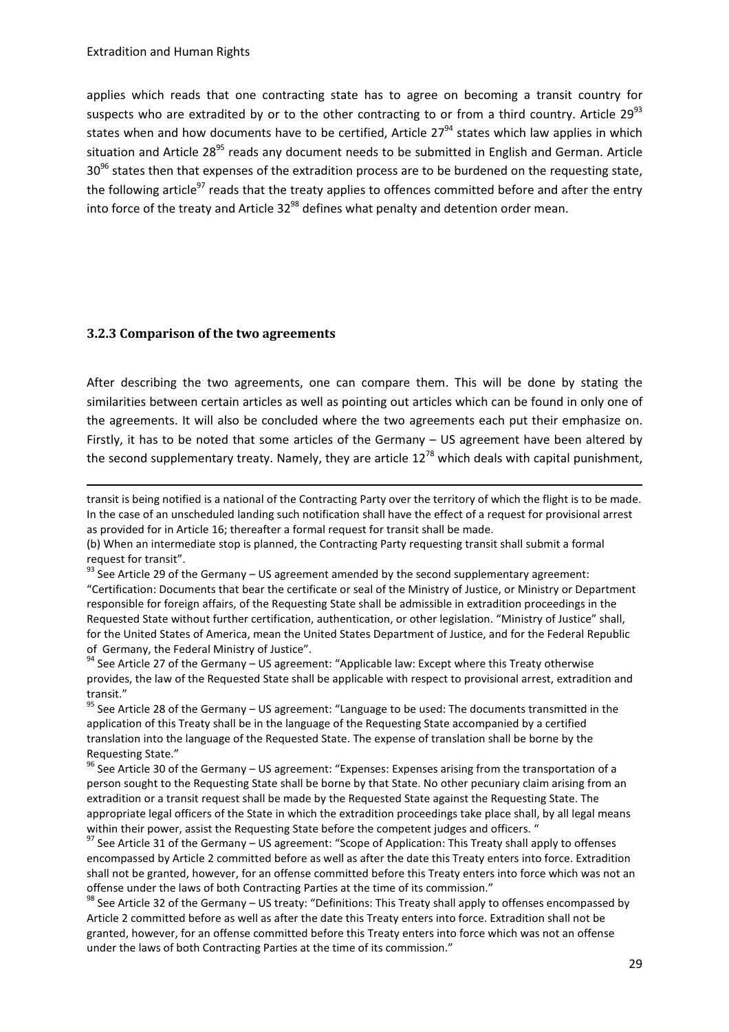applies which reads that one contracting state has to agree on becoming a transit country for suspects who are extradited by or to the other contracting to or from a third country. Article 29[93] states when and how documents have to be certified, Article 27[94] states which law applies in which situation and Article 28[95] reads any document needs to be submitted in English and German. Article 30[96] states then that expenses of the extradition process are to be burdened on the requesting state, the following article[97] reads that the treaty applies to offences committed before and after the entry into force of the treaty and Article 32[98] defines what penalty and detention order mean.

### 3.2.3 Comparison of the two agreements

After describing the two agreements, one can compare them. This will be done by stating the similarities between certain articles as well as pointing out articles which can be found in only one of the agreements. It will also be concluded where the two agreements each put their emphasize on. Firstly, it has to be noted that some articles of the Germany – US agreement have been altered by the second supplementary treaty. Namely, they are article 12[78] which deals with capital punishment,

---

transit is being notified is a national of the Contracting Party over the territory of which the flight is to be made. In the case of an unscheduled landing such notification shall have the effect of a request for provisional arrest as provided for in Article 16; thereafter a formal request for transit shall be made.

(b) When an intermediate stop is planned, the Contracting Party requesting transit shall submit a formal request for transit".

[93] See Article 29 of the Germany – US agreement amended by the second supplementary agreement: "Certification: Documents that bear the certificate or seal of the Ministry of Justice, or Ministry or Department responsible for foreign affairs, of the Requesting State shall be admissible in extradition proceedings in the Requested State without further certification, authentication, or other legislation. "Ministry of Justice" shall, for the United States of America, mean the United States Department of Justice, and for the Federal Republic of Germany, the Federal Ministry of Justice".

[94] See Article 27 of the Germany – US agreement: "Applicable law: Except where this Treaty otherwise provides, the law of the Requested State shall be applicable with respect to provisional arrest, extradition and transit."

[95] See Article 28 of the Germany – US agreement: "Language to be used: The documents transmitted in the application of this Treaty shall be in the language of the Requesting State accompanied by a certified translation into the language of the Requested State. The expense of translation shall be borne by the Requesting State."

[96] See Article 30 of the Germany – US agreement: "Expenses: Expenses arising from the transportation of a person sought to the Requesting State shall be borne by that State. No other pecuniary claim arising from an extradition or a transit request shall be made by the Requested State against the Requesting State. The appropriate legal officers of the State in which the extradition proceedings take place shall, by all legal means within their power, assist the Requesting State before the competent judges and officers. "

[97] See Article 31 of the Germany – US agreement: "Scope of Application: This Treaty shall apply to offenses encompassed by Article 2 committed before as well as after the date this Treaty enters into force. Extradition shall not be granted, however, for an offense committed before this Treaty enters into force which was not an offense under the laws of both Contracting Parties at the time of its commission."

[98] See Article 32 of the Germany – US treaty: "Definitions: This Treaty shall apply to offenses encompassed by Article 2 committed before as well as after the date this Treaty enters into force. Extradition shall not be granted, however, for an offense committed before this Treaty enters into force which was not an offense under the laws of both Contracting Parties at the time of its commission."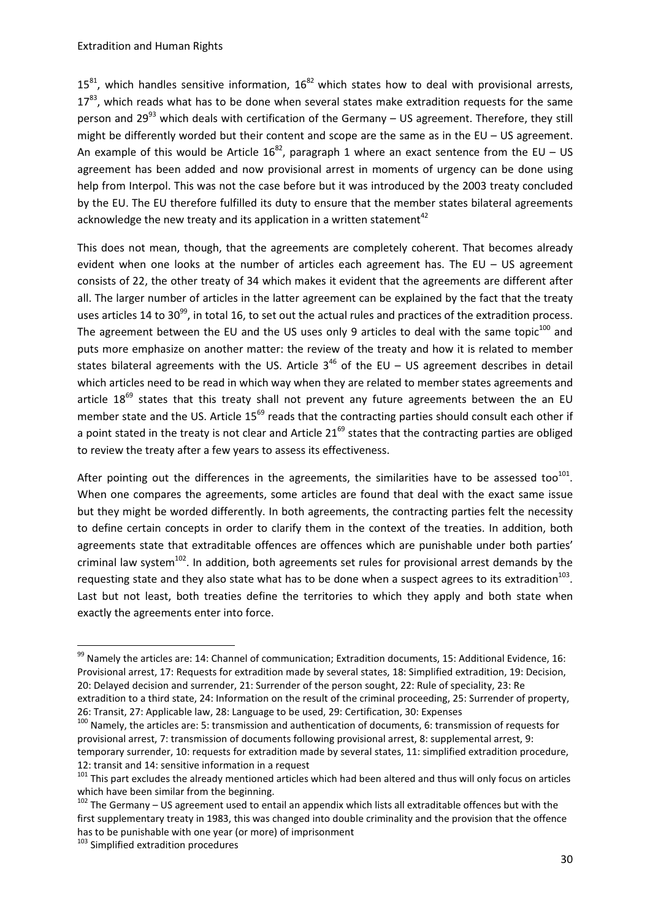15[81], which handles sensitive information, 16[82] which states how to deal with provisional arrests, 17[83], which reads what has to be done when several states make extradition requests for the same person and 29[93] which deals with certification of the Germany – US agreement. Therefore, they still might be differently worded but their content and scope are the same as in the EU – US agreement. An example of this would be Article 16[82], paragraph 1 where an exact sentence from the EU – US agreement has been added and now provisional arrest in moments of urgency can be done using help from Interpol. This was not the case before but it was introduced by the 2003 treaty concluded by the EU. The EU therefore fulfilled its duty to ensure that the member states bilateral agreements acknowledge the new treaty and its application in a written statement[42]

This does not mean, though, that the agreements are completely coherent. That becomes already evident when one looks at the number of articles each agreement has. The EU – US agreement consists of 22, the other treaty of 34 which makes it evident that the agreements are different after all. The larger number of articles in the latter agreement can be explained by the fact that the treaty uses articles 14 to 30[99], in total 16, to set out the actual rules and practices of the extradition process. The agreement between the EU and the US uses only 9 articles to deal with the same topic[100] and puts more emphasize on another matter: the review of the treaty and how it is related to member states bilateral agreements with the US. Article 3[46] of the EU – US agreement describes in detail which articles need to be read in which way when they are related to member states agreements and article 18[69] states that this treaty shall not prevent any future agreements between the an EU member state and the US. Article 15[69] reads that the contracting parties should consult each other if a point stated in the treaty is not clear and Article 21[69] states that the contracting parties are obliged to review the treaty after a few years to assess its effectiveness.

After pointing out the differences in the agreements, the similarities have to be assessed too[101]. When one compares the agreements, some articles are found that deal with the exact same issue but they might be worded differently. In both agreements, the contracting parties felt the necessity to define certain concepts in order to clarify them in the context of the treaties. In addition, both agreements state that extraditable offences are offences which are punishable under both parties' criminal law system[102]. In addition, both agreements set rules for provisional arrest demands by the requesting state and they also state what has to be done when a suspect agrees to its extradition[103]. Last but not least, both treaties define the territories to which they apply and both state when exactly the agreements enter into force.

---

[99] Namely the articles are: 14: Channel of communication; Extradition documents, 15: Additional Evidence, 16: Provisional arrest, 17: Requests for extradition made by several states, 18: Simplified extradition, 19: Decision, 20: Delayed decision and surrender, 21: Surrender of the person sought, 22: Rule of speciality, 23: Re extradition to a third state, 24: Information on the result of the criminal proceeding, 25: Surrender of property, 26: Transit, 27: Applicable law, 28: Language to be used, 29: Certification, 30: Expenses

[100] Namely, the articles are: 5: transmission and authentication of documents, 6: transmission of requests for provisional arrest, 7: transmission of documents following provisional arrest, 8: supplemental arrest, 9: temporary surrender, 10: requests for extradition made by several states, 11: simplified extradition procedure, 12: transit and 14: sensitive information in a request

[101] This part excludes the already mentioned articles which had been altered and thus will only focus on articles which have been similar from the beginning.

[102] The Germany – US agreement used to entail an appendix which lists all extraditable offences but with the first supplementary treaty in 1983, this was changed into double criminality and the provision that the offence has to be punishable with one year (or more) of imprisonment

[103] Simplified extradition procedures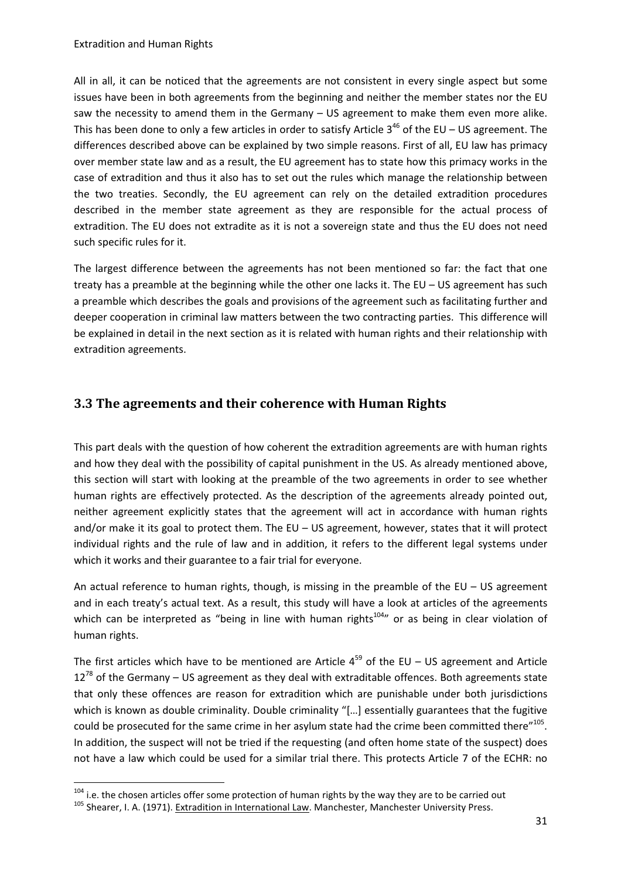All in all, it can be noticed that the agreements are not consistent in every single aspect but some issues have been in both agreements from the beginning and neither the member states nor the EU saw the necessity to amend them in the Germany – US agreement to make them even more alike. This has been done to only a few articles in order to satisfy Article 3[46] of the EU – US agreement. The differences described above can be explained by two simple reasons. First of all, EU law has primacy over member state law and as a result, the EU agreement has to state how this primacy works in the case of extradition and thus it also has to set out the rules which manage the relationship between the two treaties. Secondly, the EU agreement can rely on the detailed extradition procedures described in the member state agreement as they are responsible for the actual process of extradition. The EU does not extradite as it is not a sovereign state and thus the EU does not need such specific rules for it.

The largest difference between the agreements has not been mentioned so far: the fact that one treaty has a preamble at the beginning while the other one lacks it. The EU – US agreement has such a preamble which describes the goals and provisions of the agreement such as facilitating further and deeper cooperation in criminal law matters between the two contracting parties. This difference will be explained in detail in the next section as it is related with human rights and their relationship with extradition agreements.

## 3.3 The agreements and their coherence with Human Rights

This part deals with the question of how coherent the extradition agreements are with human rights and how they deal with the possibility of capital punishment in the US. As already mentioned above, this section will start with looking at the preamble of the two agreements in order to see whether human rights are effectively protected. As the description of the agreements already pointed out, neither agreement explicitly states that the agreement will act in accordance with human rights and/or make it its goal to protect them. The EU – US agreement, however, states that it will protect individual rights and the rule of law and in addition, it refers to the different legal systems under which it works and their guarantee to a fair trial for everyone.

An actual reference to human rights, though, is missing in the preamble of the EU – US agreement and in each treaty's actual text. As a result, this study will have a look at articles of the agreements which can be interpreted as "being in line with human rights[104]" or as being in clear violation of human rights.

The first articles which have to be mentioned are Article 4[59] of the EU – US agreement and Article 12[78] of the Germany – US agreement as they deal with extraditable offences. Both agreements state that only these offences are reason for extradition which are punishable under both jurisdictions which is known as double criminality. Double criminality "[…] essentially guarantees that the fugitive could be prosecuted for the same crime in her asylum state had the crime been committed there"[105]. In addition, the suspect will not be tried if the requesting (and often home state of the suspect) does not have a law which could be used for a similar trial there. This protects Article 7 of the ECHR: no

[104] i.e. the chosen articles offer some protection of human rights by the way they are to be carried out

[105] Shearer, I. A. (1971). Extradition in International Law. Manchester, Manchester University Press.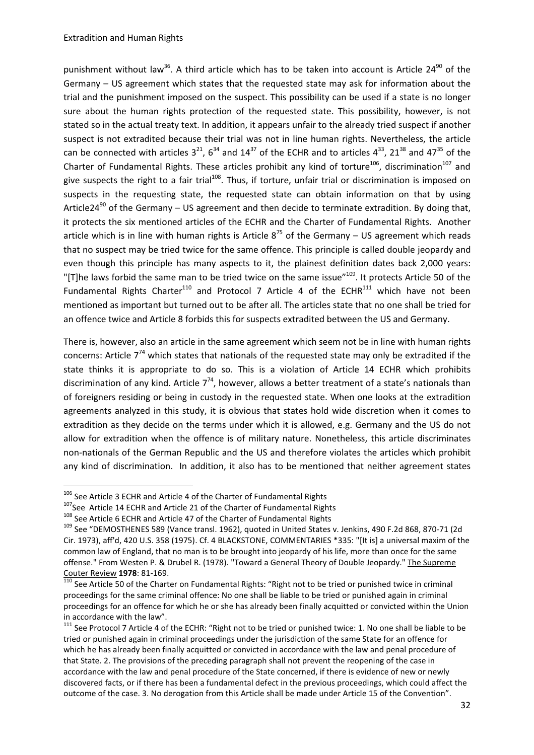punishment without law[36]. A third article which has to be taken into account is Article 24[90] of the Germany – US agreement which states that the requested state may ask for information about the trial and the punishment imposed on the suspect. This possibility can be used if a state is no longer sure about the human rights protection of the requested state. This possibility, however, is not stated so in the actual treaty text. In addition, it appears unfair to the already tried suspect if another suspect is not extradited because their trial was not in line human rights. Nevertheless, the article can be connected with articles 3[21], 6[34] and 14[37] of the ECHR and to articles 4[33], 21[38] and 47[35] of the Charter of Fundamental Rights. These articles prohibit any kind of torture[106], discrimination[107] and give suspects the right to a fair trial[108]. Thus, if torture, unfair trial or discrimination is imposed on suspects in the requesting state, the requested state can obtain information on that by using Article24[90] of the Germany – US agreement and then decide to terminate extradition. By doing that, it protects the six mentioned articles of the ECHR and the Charter of Fundamental Rights. Another article which is in line with human rights is Article 8[75] of the Germany – US agreement which reads that no suspect may be tried twice for the same offence. This principle is called double jeopardy and even though this principle has many aspects to it, the plainest definition dates back 2,000 years: "[T]he laws forbid the same man to be tried twice on the same issue"[109]. It protects Article 50 of the Fundamental Rights Charter[110] and Protocol 7 Article 4 of the ECHR[111] which have not been mentioned as important but turned out to be after all. The articles state that no one shall be tried for an offence twice and Article 8 forbids this for suspects extradited between the US and Germany.

There is, however, also an article in the same agreement which seem not be in line with human rights concerns: Article 7[74] which states that nationals of the requested state may only be extradited if the state thinks it is appropriate to do so. This is a violation of Article 14 ECHR which prohibits discrimination of any kind. Article 7[74], however, allows a better treatment of a state's nationals than of foreigners residing or being in custody in the requested state. When one looks at the extradition agreements analyzed in this study, it is obvious that states hold wide discretion when it comes to extradition as they decide on the terms under which it is allowed, e.g. Germany and the US do not allow for extradition when the offence is of military nature. Nonetheless, this article discriminates non-nationals of the German Republic and the US and therefore violates the articles which prohibit any kind of discrimination. In addition, it also has to be mentioned that neither agreement states

---

[106] See Article 3 ECHR and Article 4 of the Charter of Fundamental Rights

[107] See Article 14 ECHR and Article 21 of the Charter of Fundamental Rights

[108] See Article 6 ECHR and Article 47 of the Charter of Fundamental Rights

[109] See "DEMOSTHENES 589 (Vance transl. 1962), quoted in United States v. Jenkins, 490 F.2d 868, 870-71 (2d Cir. 1973), aff'd, 420 U.S. 358 (1975). Cf. 4 BLACKSTONE, COMMENTARIES *335: "[It is] a universal maxim of the common law of England, that no man is to be brought into jeopardy of his life, more than once for the same offense." From Westen P. & Drubel R. (1978). "Toward a General Theory of Double Jeopardy." The Supreme Couter Review **1978**: 81-169.

[110] See Article 50 of the Charter on Fundamental Rights: "Right not to be tried or punished twice in criminal proceedings for the same criminal offence: No one shall be liable to be tried or punished again in criminal proceedings for an offence for which he or she has already been finally acquitted or convicted within the Union in accordance with the law".

[111] See Protocol 7 Article 4 of the ECHR: "Right not to be tried or punished twice: 1. No one shall be liable to be tried or punished again in criminal proceedings under the jurisdiction of the same State for an offence for which he has already been finally acquitted or convicted in accordance with the law and penal procedure of that State. 2. The provisions of the preceding paragraph shall not prevent the reopening of the case in accordance with the law and penal procedure of the State concerned, if there is evidence of new or newly discovered facts, or if there has been a fundamental defect in the previous proceedings, which could affect the outcome of the case. 3. No derogation from this Article shall be made under Article 15 of the Convention".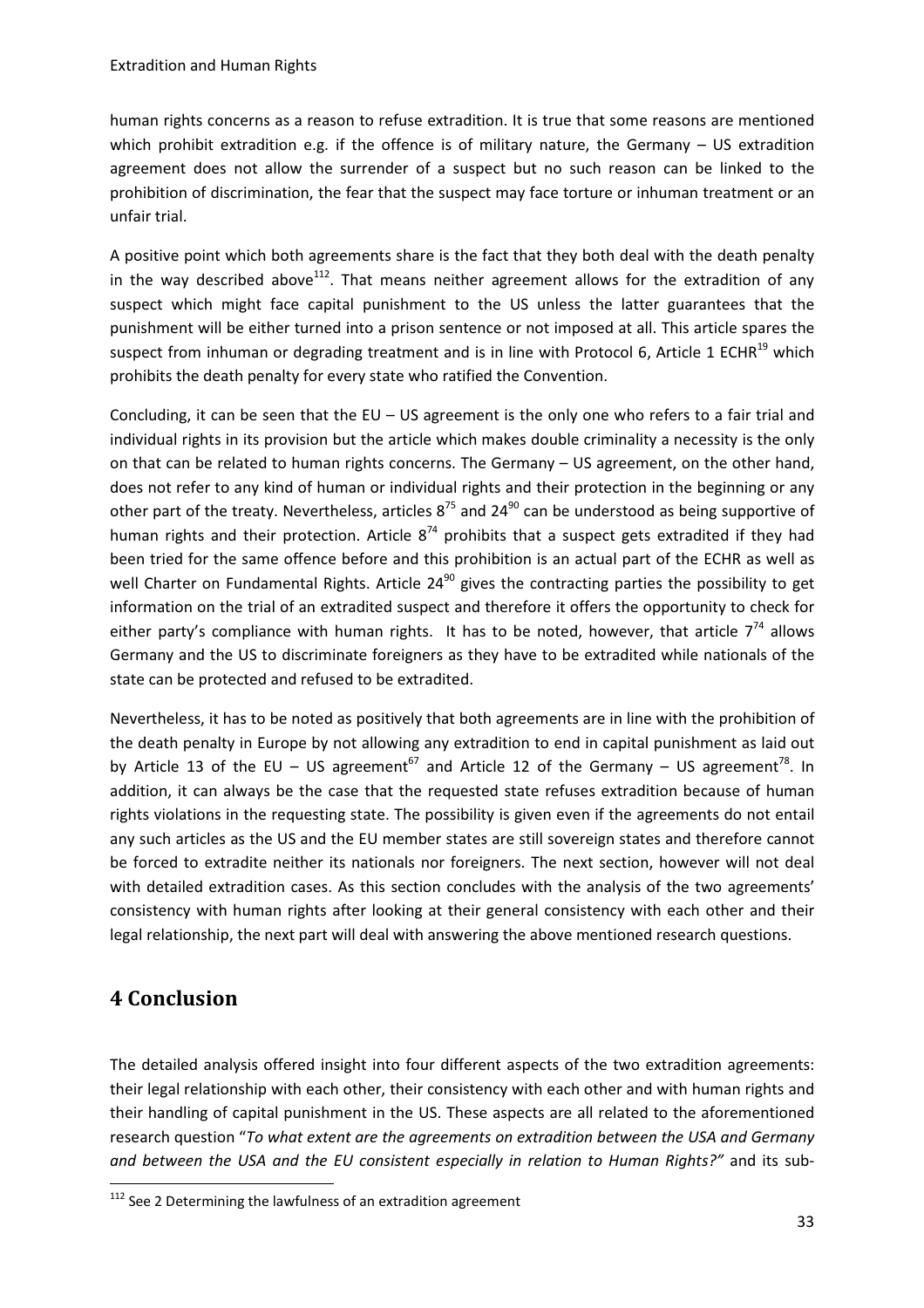human rights concerns as a reason to refuse extradition. It is true that some reasons are mentioned which prohibit extradition e.g. if the offence is of military nature, the Germany – US extradition agreement does not allow the surrender of a suspect but no such reason can be linked to the prohibition of discrimination, the fear that the suspect may face torture or inhuman treatment or an unfair trial.

A positive point which both agreements share is the fact that they both deal with the death penalty in the way described above[112]. That means neither agreement allows for the extradition of any suspect which might face capital punishment to the US unless the latter guarantees that the punishment will be either turned into a prison sentence or not imposed at all. This article spares the suspect from inhuman or degrading treatment and is in line with Protocol 6, Article 1 ECHR[19] which prohibits the death penalty for every state who ratified the Convention.

Concluding, it can be seen that the EU – US agreement is the only one who refers to a fair trial and individual rights in its provision but the article which makes double criminality a necessity is the only on that can be related to human rights concerns. The Germany – US agreement, on the other hand, does not refer to any kind of human or individual rights and their protection in the beginning or any other part of the treaty. Nevertheless, articles 8[75] and 24[90] can be understood as being supportive of human rights and their protection. Article 8[74] prohibits that a suspect gets extradited if they had been tried for the same offence before and this prohibition is an actual part of the ECHR as well as well Charter on Fundamental Rights. Article 24[90] gives the contracting parties the possibility to get information on the trial of an extradited suspect and therefore it offers the opportunity to check for either party's compliance with human rights. It has to be noted, however, that article 7[74] allows Germany and the US to discriminate foreigners as they have to be extradited while nationals of the state can be protected and refused to be extradited.

Nevertheless, it has to be noted as positively that both agreements are in line with the prohibition of the death penalty in Europe by not allowing any extradition to end in capital punishment as laid out by Article 13 of the EU – US agreement[67] and Article 12 of the Germany – US agreement[78]. In addition, it can always be the case that the requested state refuses extradition because of human rights violations in the requesting state. The possibility is given even if the agreements do not entail any such articles as the US and the EU member states are still sovereign states and therefore cannot be forced to extradite neither its nationals nor foreigners. The next section, however will not deal with detailed extradition cases. As this section concludes with the analysis of the two agreements' consistency with human rights after looking at their general consistency with each other and their legal relationship, the next part will deal with answering the above mentioned research questions.

# 4 Conclusion

The detailed analysis offered insight into four different aspects of the two extradition agreements: their legal relationship with each other, their consistency with each other and with human rights and their handling of capital punishment in the US. These aspects are all related to the aforementioned research question "*To what extent are the agreements on extradition between the USA and Germany and between the USA and the EU consistent especially in relation to Human Rights?*" and its sub-

[112] See 2 Determining the lawfulness of an extradition agreement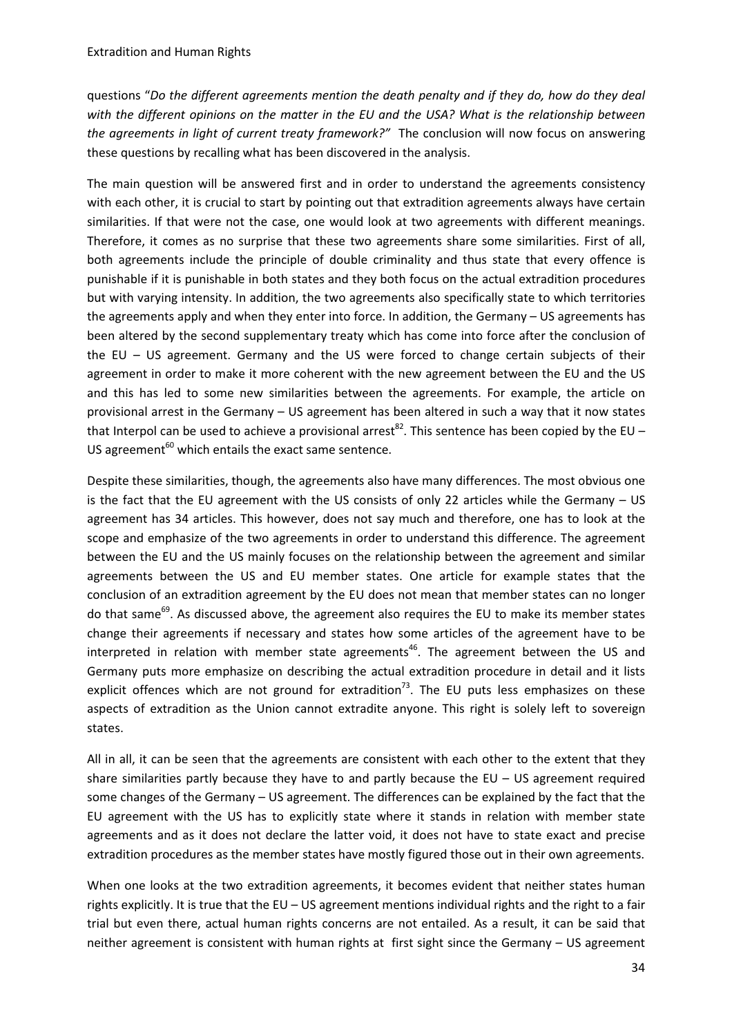questions "*Do the different agreements mention the death penalty and if they do, how do they deal with the different opinions on the matter in the EU and the USA? What is the relationship between the agreements in light of current treaty framework?"* The conclusion will now focus on answering these questions by recalling what has been discovered in the analysis.

The main question will be answered first and in order to understand the agreements consistency with each other, it is crucial to start by pointing out that extradition agreements always have certain similarities. If that were not the case, one would look at two agreements with different meanings. Therefore, it comes as no surprise that these two agreements share some similarities. First of all, both agreements include the principle of double criminality and thus state that every offence is punishable if it is punishable in both states and they both focus on the actual extradition procedures but with varying intensity. In addition, the two agreements also specifically state to which territories the agreements apply and when they enter into force. In addition, the Germany – US agreements has been altered by the second supplementary treaty which has come into force after the conclusion of the EU – US agreement. Germany and the US were forced to change certain subjects of their agreement in order to make it more coherent with the new agreement between the EU and the US and this has led to some new similarities between the agreements. For example, the article on provisional arrest in the Germany – US agreement has been altered in such a way that it now states that Interpol can be used to achieve a provisional arrest[82]. This sentence has been copied by the EU – US agreement[60] which entails the exact same sentence.

Despite these similarities, though, the agreements also have many differences. The most obvious one is the fact that the EU agreement with the US consists of only 22 articles while the Germany – US agreement has 34 articles. This however, does not say much and therefore, one has to look at the scope and emphasize of the two agreements in order to understand this difference. The agreement between the EU and the US mainly focuses on the relationship between the agreement and similar agreements between the US and EU member states. One article for example states that the conclusion of an extradition agreement by the EU does not mean that member states can no longer do that same[69]. As discussed above, the agreement also requires the EU to make its member states change their agreements if necessary and states how some articles of the agreement have to be interpreted in relation with member state agreements[46]. The agreement between the US and Germany puts more emphasize on describing the actual extradition procedure in detail and it lists explicit offences which are not ground for extradition[73]. The EU puts less emphasizes on these aspects of extradition as the Union cannot extradite anyone. This right is solely left to sovereign states.

All in all, it can be seen that the agreements are consistent with each other to the extent that they share similarities partly because they have to and partly because the EU – US agreement required some changes of the Germany – US agreement. The differences can be explained by the fact that the EU agreement with the US has to explicitly state where it stands in relation with member state agreements and as it does not declare the latter void, it does not have to state exact and precise extradition procedures as the member states have mostly figured those out in their own agreements.

When one looks at the two extradition agreements, it becomes evident that neither states human rights explicitly. It is true that the EU – US agreement mentions individual rights and the right to a fair trial but even there, actual human rights concerns are not entailed. As a result, it can be said that neither agreement is consistent with human rights at first sight since the Germany – US agreement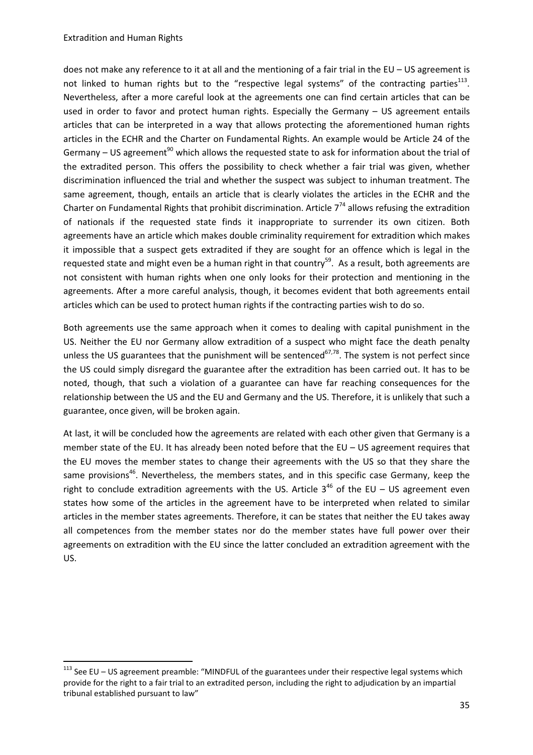does not make any reference to it at all and the mentioning of a fair trial in the EU – US agreement is not linked to human rights but to the "respective legal systems" of the contracting parties[113]. Nevertheless, after a more careful look at the agreements one can find certain articles that can be used in order to favor and protect human rights. Especially the Germany – US agreement entails articles that can be interpreted in a way that allows protecting the aforementioned human rights articles in the ECHR and the Charter on Fundamental Rights. An example would be Article 24 of the Germany – US agreement[90] which allows the requested state to ask for information about the trial of the extradited person. This offers the possibility to check whether a fair trial was given, whether discrimination influenced the trial and whether the suspect was subject to inhuman treatment. The same agreement, though, entails an article that is clearly violates the articles in the ECHR and the Charter on Fundamental Rights that prohibit discrimination. Article 7[74] allows refusing the extradition of nationals if the requested state finds it inappropriate to surrender its own citizen. Both agreements have an article which makes double criminality requirement for extradition which makes it impossible that a suspect gets extradited if they are sought for an offence which is legal in the requested state and might even be a human right in that country[59]. As a result, both agreements are not consistent with human rights when one only looks for their protection and mentioning in the agreements. After a more careful analysis, though, it becomes evident that both agreements entail articles which can be used to protect human rights if the contracting parties wish to do so.

Both agreements use the same approach when it comes to dealing with capital punishment in the US. Neither the EU nor Germany allow extradition of a suspect who might face the death penalty unless the US guarantees that the punishment will be sentenced[67,78]. The system is not perfect since the US could simply disregard the guarantee after the extradition has been carried out. It has to be noted, though, that such a violation of a guarantee can have far reaching consequences for the relationship between the US and the EU and Germany and the US. Therefore, it is unlikely that such a guarantee, once given, will be broken again.

At last, it will be concluded how the agreements are related with each other given that Germany is a member state of the EU. It has already been noted before that the EU – US agreement requires that the EU moves the member states to change their agreements with the US so that they share the same provisions[46]. Nevertheless, the members states, and in this specific case Germany, keep the right to conclude extradition agreements with the US. Article 3[46] of the EU – US agreement even states how some of the articles in the agreement have to be interpreted when related to similar articles in the member states agreements. Therefore, it can be states that neither the EU takes away all competences from the member states nor do the member states have full power over their agreements on extradition with the EU since the latter concluded an extradition agreement with the US.

[113] See EU – US agreement preamble: "MINDFUL of the guarantees under their respective legal systems which provide for the right to a fair trial to an extradited person, including the right to adjudication by an impartial tribunal established pursuant to law"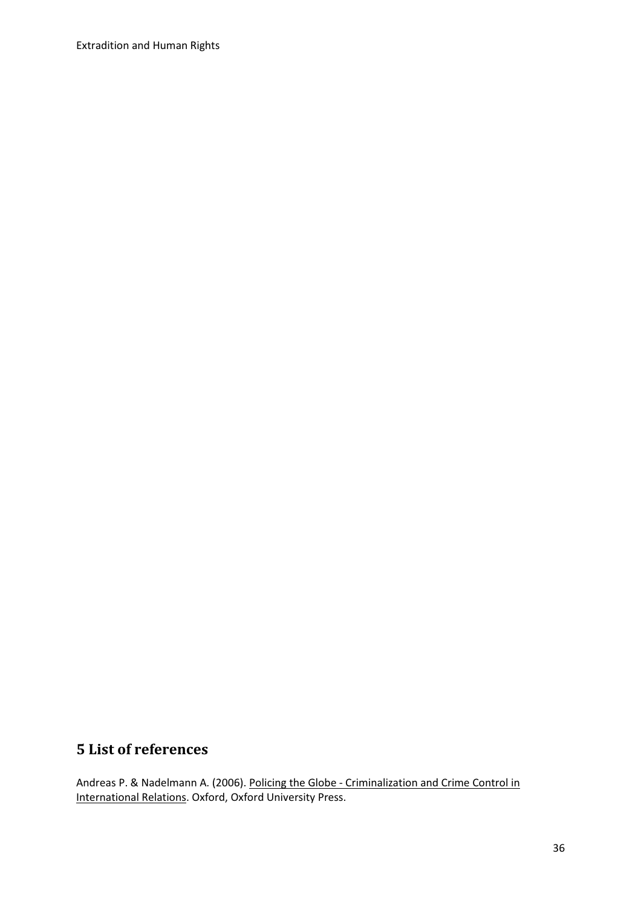## 5 List of references

Andreas P. & Nadelmann A. (2006). Policing the Globe - Criminalization and Crime Control in International Relations. Oxford, Oxford University Press.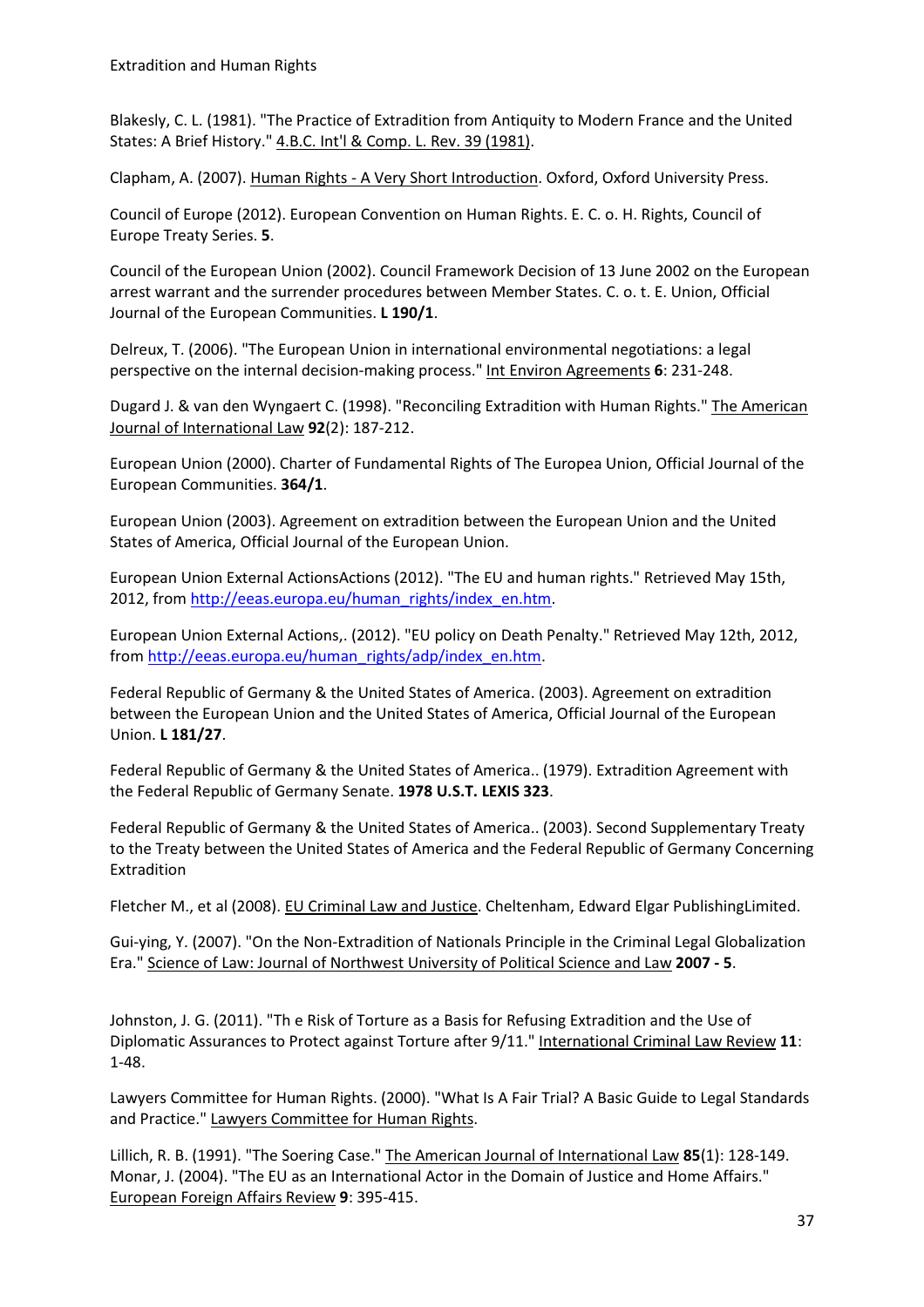Blakesly, C. L. (1981). "The Practice of Extradition from Antiquity to Modern France and the United States: A Brief History." 4.B.C. Int'l & Comp. L. Rev. 39 (1981).

Clapham, A. (2007). Human Rights - A Very Short Introduction. Oxford, Oxford University Press.

Council of Europe (2012). European Convention on Human Rights. E. C. o. H. Rights, Council of Europe Treaty Series. **5**.

Council of the European Union (2002). Council Framework Decision of 13 June 2002 on the European arrest warrant and the surrender procedures between Member States. C. o. t. E. Union, Official Journal of the European Communities. **L 190/1**.

Delreux, T. (2006). "The European Union in international environmental negotiations: a legal perspective on the internal decision-making process." Int Environ Agreements **6**: 231-248.

Dugard J. & van den Wyngaert C. (1998). "Reconciling Extradition with Human Rights." The American Journal of International Law **92**(2): 187-212.

European Union (2000). Charter of Fundamental Rights of The Europea Union, Official Journal of the European Communities. **364/1**.

European Union (2003). Agreement on extradition between the European Union and the United States of America, Official Journal of the European Union.

European Union External ActionsActions (2012). "The EU and human rights." Retrieved May 15th, 2012, from http://eeas.europa.eu/human_rights/index_en.htm.

European Union External Actions,. (2012). "EU policy on Death Penalty." Retrieved May 12th, 2012, from http://eeas.europa.eu/human_rights/adp/index_en.htm.

Federal Republic of Germany & the United States of America. (2003). Agreement on extradition between the European Union and the United States of America, Official Journal of the European Union. **L 181/27**.

Federal Republic of Germany & the United States of America.. (1979). Extradition Agreement with the Federal Republic of Germany Senate. **1978 U.S.T. LEXIS 323**.

Federal Republic of Germany & the United States of America.. (2003). Second Supplementary Treaty to the Treaty between the United States of America and the Federal Republic of Germany Concerning Extradition

Fletcher M., et al (2008). EU Criminal Law and Justice. Cheltenham, Edward Elgar PublishingLimited.

Gui-ying, Y. (2007). "On the Non-Extradition of Nationals Principle in the Criminal Legal Globalization Era." Science of Law: Journal of Northwest University of Political Science and Law **2007 - 5**.

Johnston, J. G. (2011). "Th e Risk of Torture as a Basis for Refusing Extradition and the Use of Diplomatic Assurances to Protect against Torture after 9/11." International Criminal Law Review **11**: 1-48.

Lawyers Committee for Human Rights. (2000). "What Is A Fair Trial? A Basic Guide to Legal Standards and Practice." Lawyers Committee for Human Rights.

Lillich, R. B. (1991). "The Soering Case." The American Journal of International Law **85**(1): 128-149.

Monar, J. (2004). "The EU as an International Actor in the Domain of Justice and Home Affairs." European Foreign Affairs Review **9**: 395-415.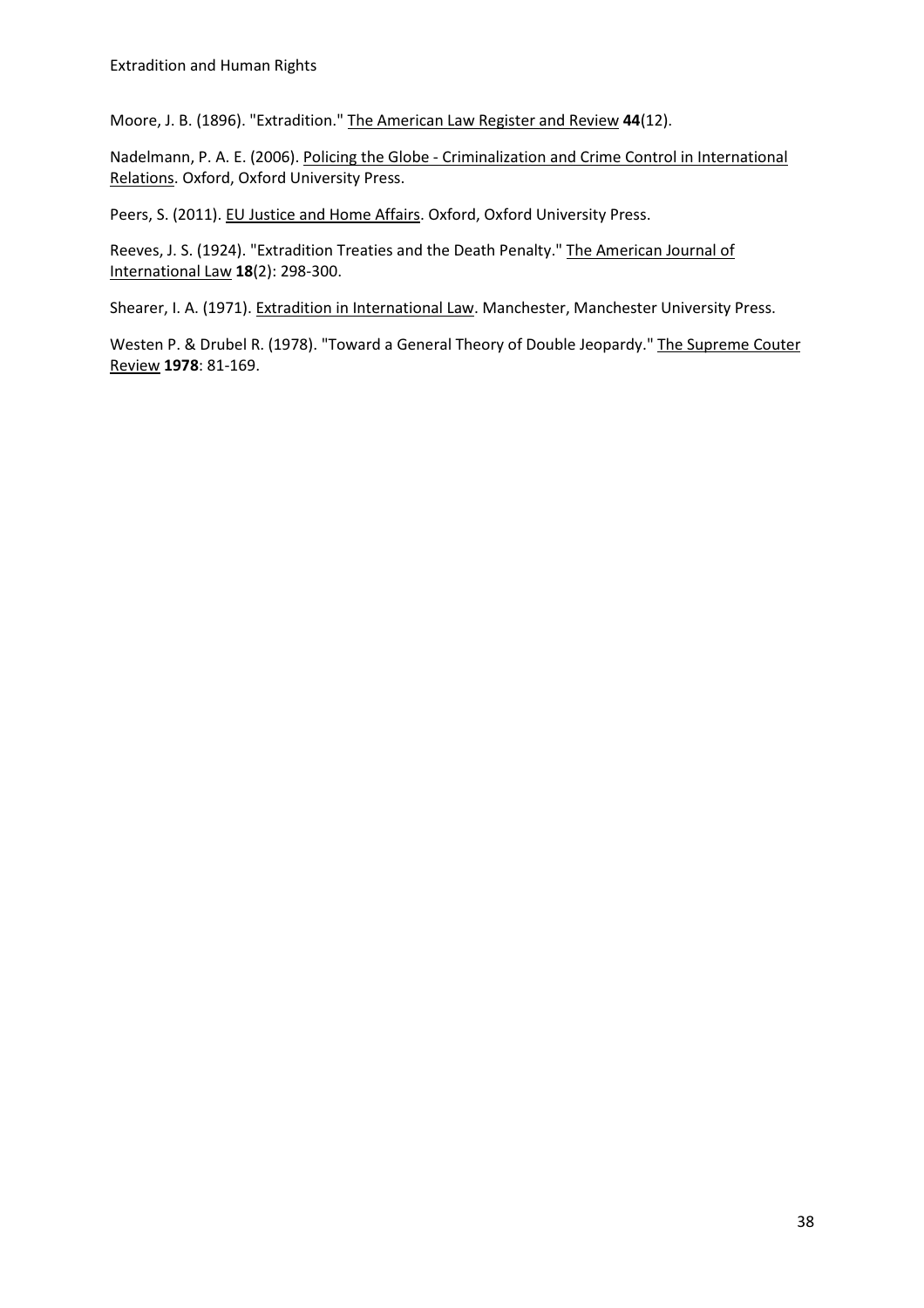Moore, J. B. (1896). "Extradition." The American Law Register and Review **44**(12).

Nadelmann, P. A. E. (2006). Policing the Globe - Criminalization and Crime Control in International Relations. Oxford, Oxford University Press.

Peers, S. (2011). EU Justice and Home Affairs. Oxford, Oxford University Press.

Reeves, J. S. (1924). "Extradition Treaties and the Death Penalty." The American Journal of International Law **18**(2): 298-300.

Shearer, I. A. (1971). Extradition in International Law. Manchester, Manchester University Press.

Westen P. & Drubel R. (1978). "Toward a General Theory of Double Jeopardy." The Supreme Couter Review **1978**: 81-169.